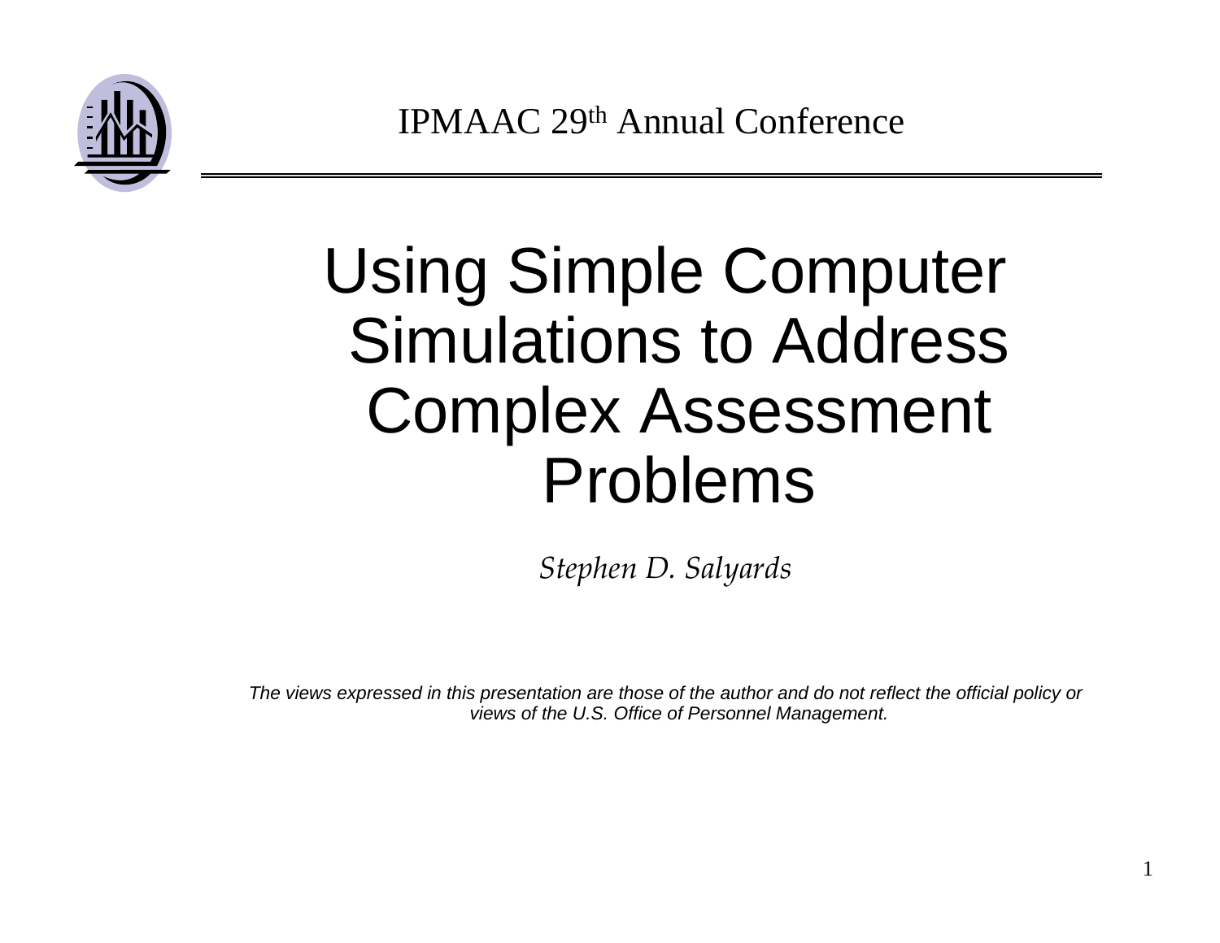IPMAAC 29th Annual Conference

# Using Simple Computer Simulations to Address Complex Assessment Problems

*Stephen D. Salyards*

*The views expressed in this presentation are those of the author and do not reflect the official policy or views of the U.S. Office of Personnel Management.*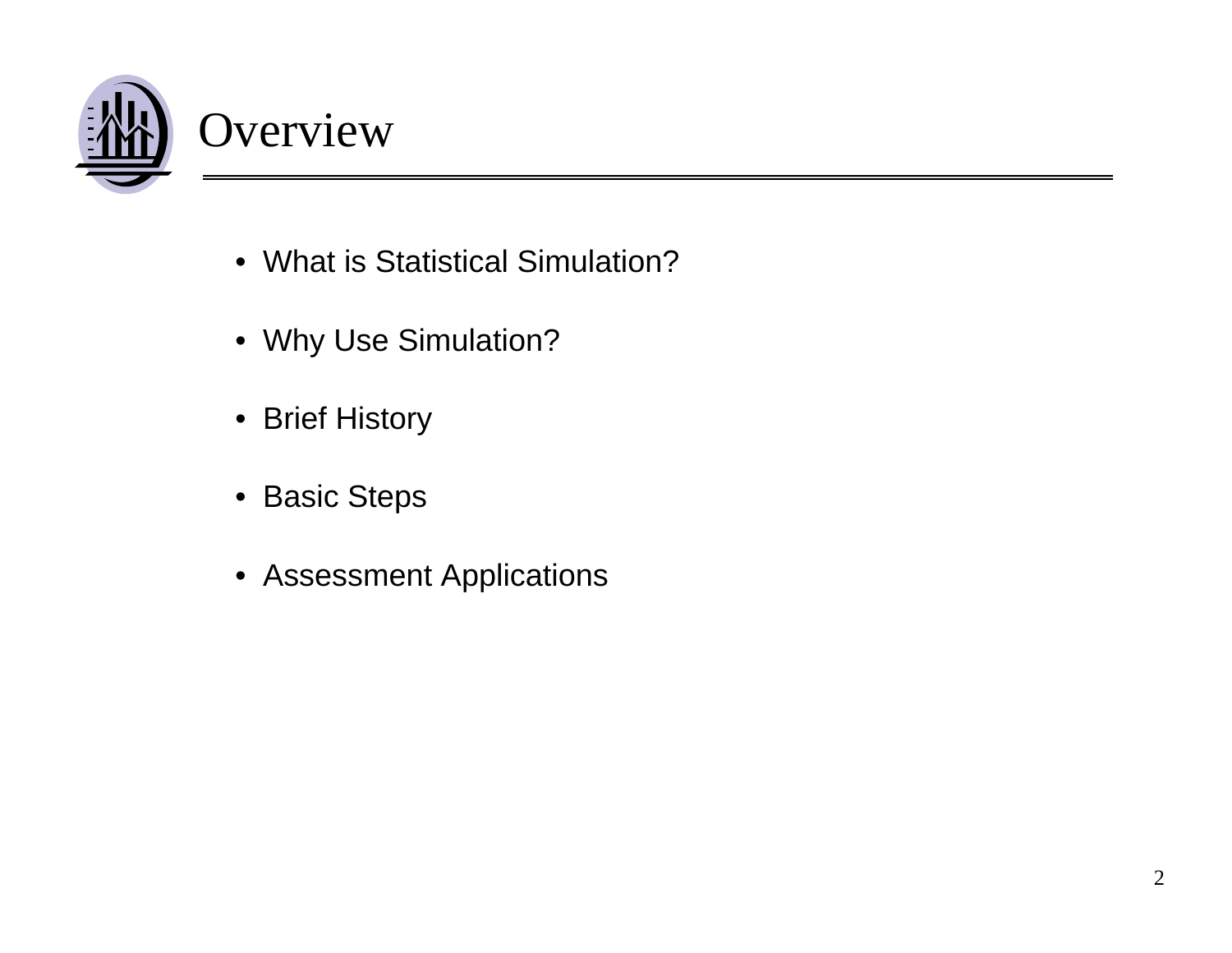# Overview

- What is Statistical Simulation?
- Why Use Simulation?
- Brief History
- Basic Steps
- Assessment Applications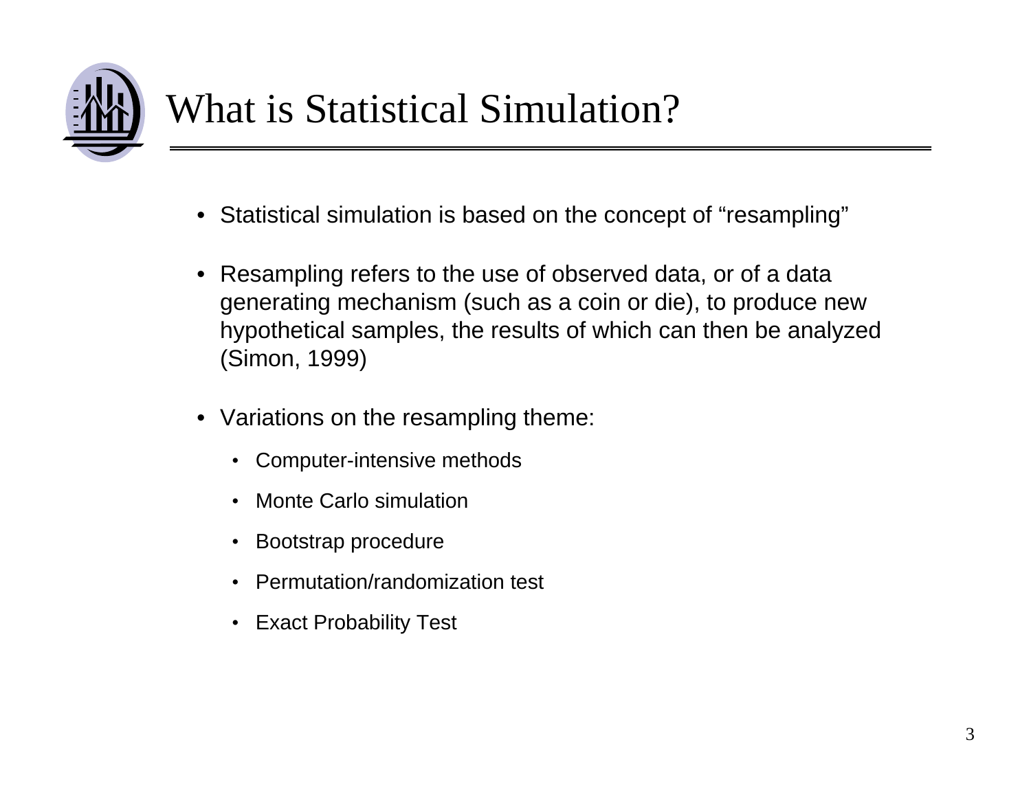# What is Statistical Simulation?

- Statistical simulation is based on the concept of “resampling”
- Resampling refers to the use of observed data, or of a data generating mechanism (such as a coin or die), to produce new hypothetical samples, the results of which can then be analyzed (Simon, 1999)
- Variations on the resampling theme:
  - Computer-intensive methods
  - Monte Carlo simulation
  - Bootstrap procedure
  - Permutation/randomization test
  - Exact Probability Test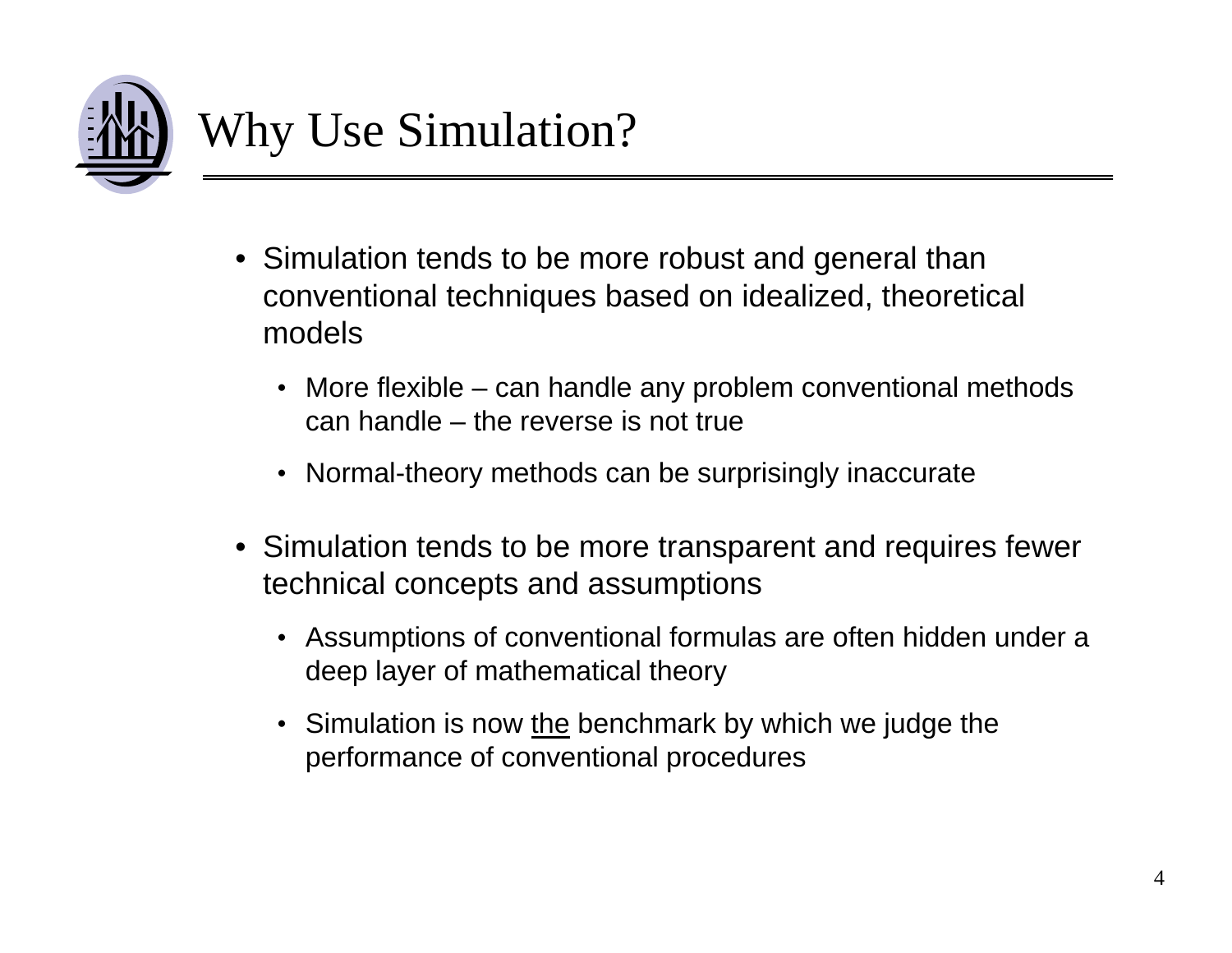# Why Use Simulation?

- Simulation tends to be more robust and general than conventional techniques based on idealized, theoretical models
  - More flexible – can handle any problem conventional methods can handle – the reverse is not true
  - Normal-theory methods can be surprisingly inaccurate
- Simulation tends to be more transparent and requires fewer technical concepts and assumptions
  - Assumptions of conventional formulas are often hidden under a deep layer of mathematical theory
  - Simulation is now <u>the</u> benchmark by which we judge the performance of conventional procedures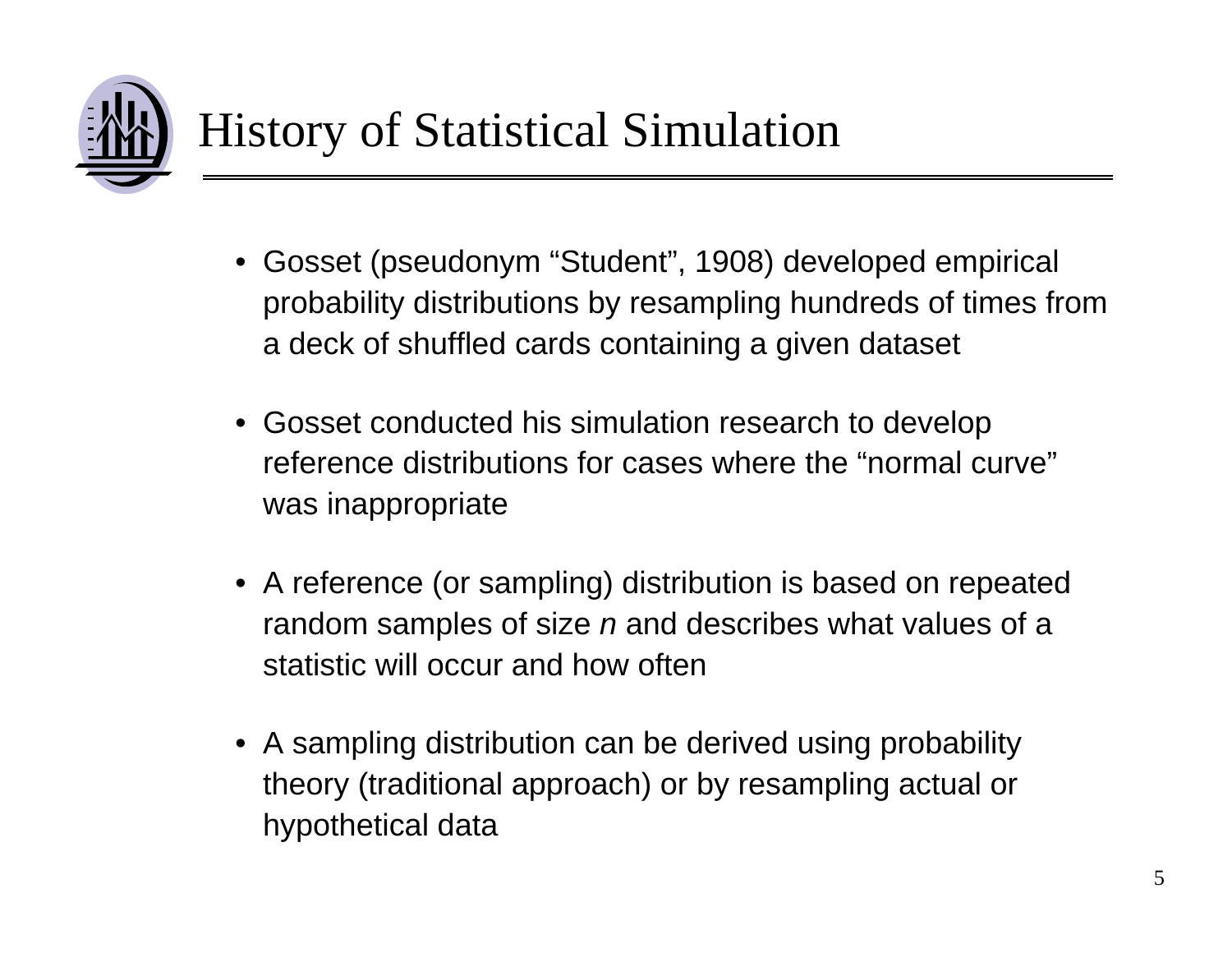# History of Statistical Simulation

- Gosset (pseudonym “Student”, 1908) developed empirical probability distributions by resampling hundreds of times from a deck of shuffled cards containing a given dataset

- Gosset conducted his simulation research to develop reference distributions for cases where the “normal curve” was inappropriate

- A reference (or sampling) distribution is based on repeated random samples of size $n$ and describes what values of a statistic will occur and how often

- A sampling distribution can be derived using probability theory (traditional approach) or by resampling actual or hypothetical data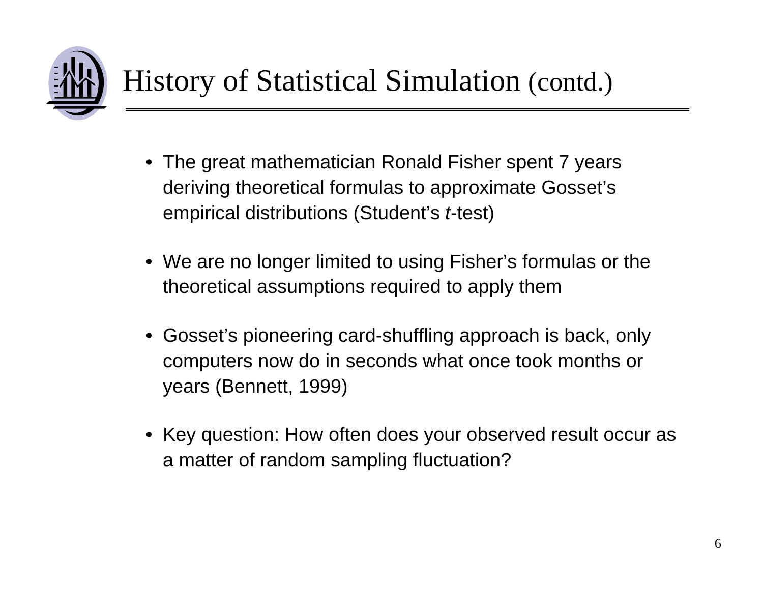# History of Statistical Simulation (contd.)

- The great mathematician Ronald Fisher spent 7 years deriving theoretical formulas to approximate Gosset's empirical distributions (Student's *t*-test)

- We are no longer limited to using Fisher's formulas or the theoretical assumptions required to apply them

- Gosset's pioneering card-shuffling approach is back, only computers now do in seconds what once took months or years (Bennett, 1999)

- Key question: How often does your observed result occur as a matter of random sampling fluctuation?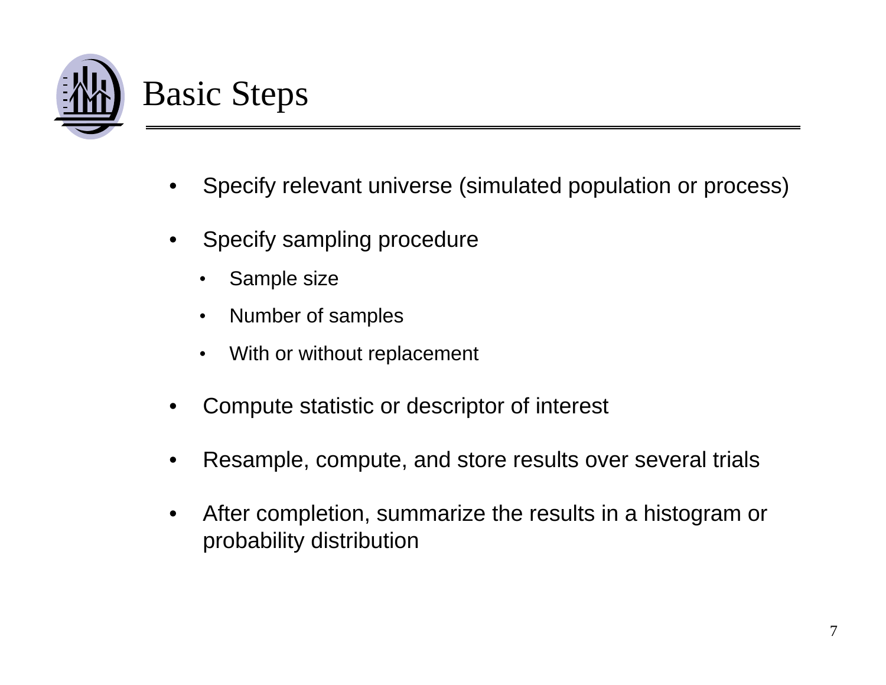# Basic Steps

- Specify relevant universe (simulated population or process)
- Specify sampling procedure
  - Sample size
  - Number of samples
  - With or without replacement
- Compute statistic or descriptor of interest
- Resample, compute, and store results over several trials
- After completion, summarize the results in a histogram or probability distribution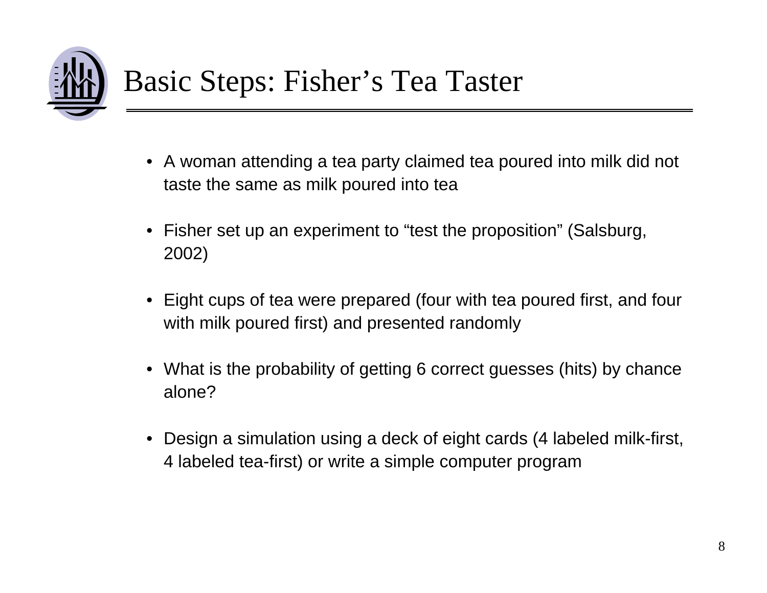# Basic Steps: Fisher's Tea Taster

- A woman attending a tea party claimed tea poured into milk did not taste the same as milk poured into tea
- Fisher set up an experiment to "test the proposition" (Salsburg, 2002)
- Eight cups of tea were prepared (four with tea poured first, and four with milk poured first) and presented randomly
- What is the probability of getting 6 correct guesses (hits) by chance alone?
- Design a simulation using a deck of eight cards (4 labeled milk-first, 4 labeled tea-first) or write a simple computer program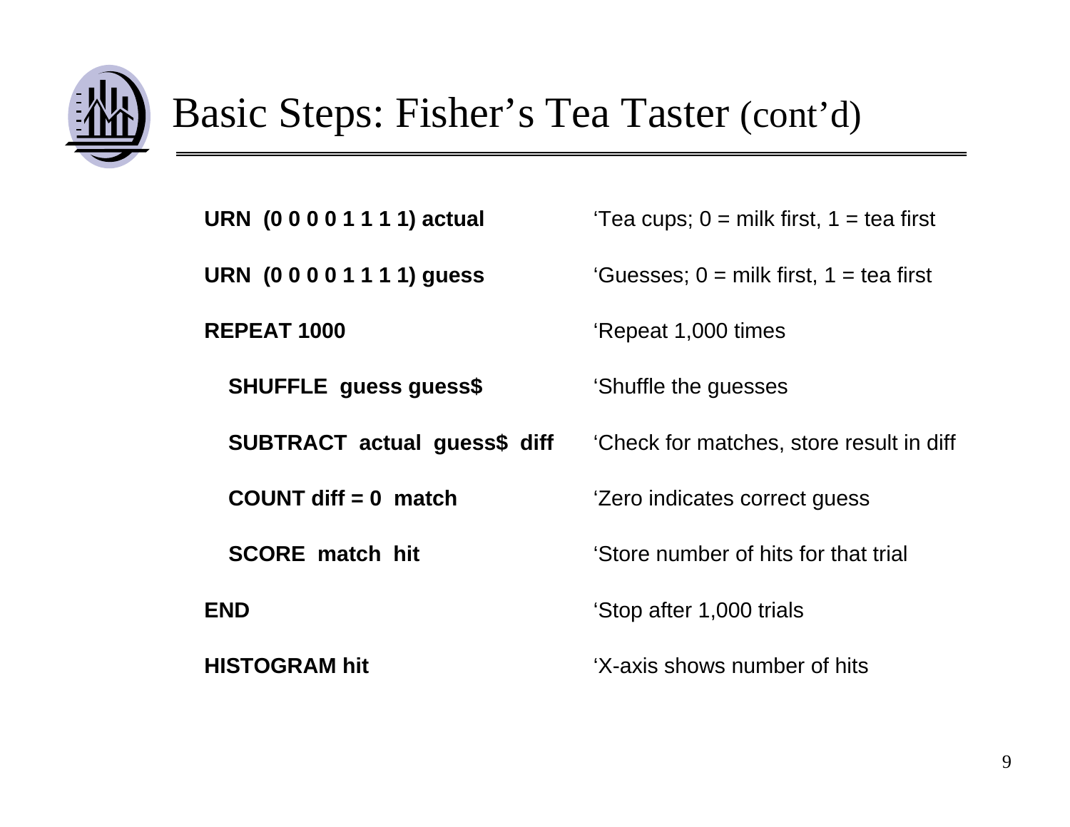# Basic Steps: Fisher's Tea Taster (cont'd)

```
URN  (0 0 0 0 1 1 1 1) actual        'Tea cups; 0 = milk first, 1 = tea first
URN  (0 0 0 0 1 1 1 1) guess         'Guesses; 0 = milk first, 1 = tea first
REPEAT 1000                          'Repeat 1,000 times
   SHUFFLE  guess guess$             'Shuffle the guesses
   SUBTRACT  actual  guess$  diff    'Check for matches, store result in diff
   COUNT diff = 0  match             'Zero indicates correct guess
   SCORE  match  hit                 'Store number of hits for that trial
END                                  'Stop after 1,000 trials
HISTOGRAM hit                        'X-axis shows number of hits
```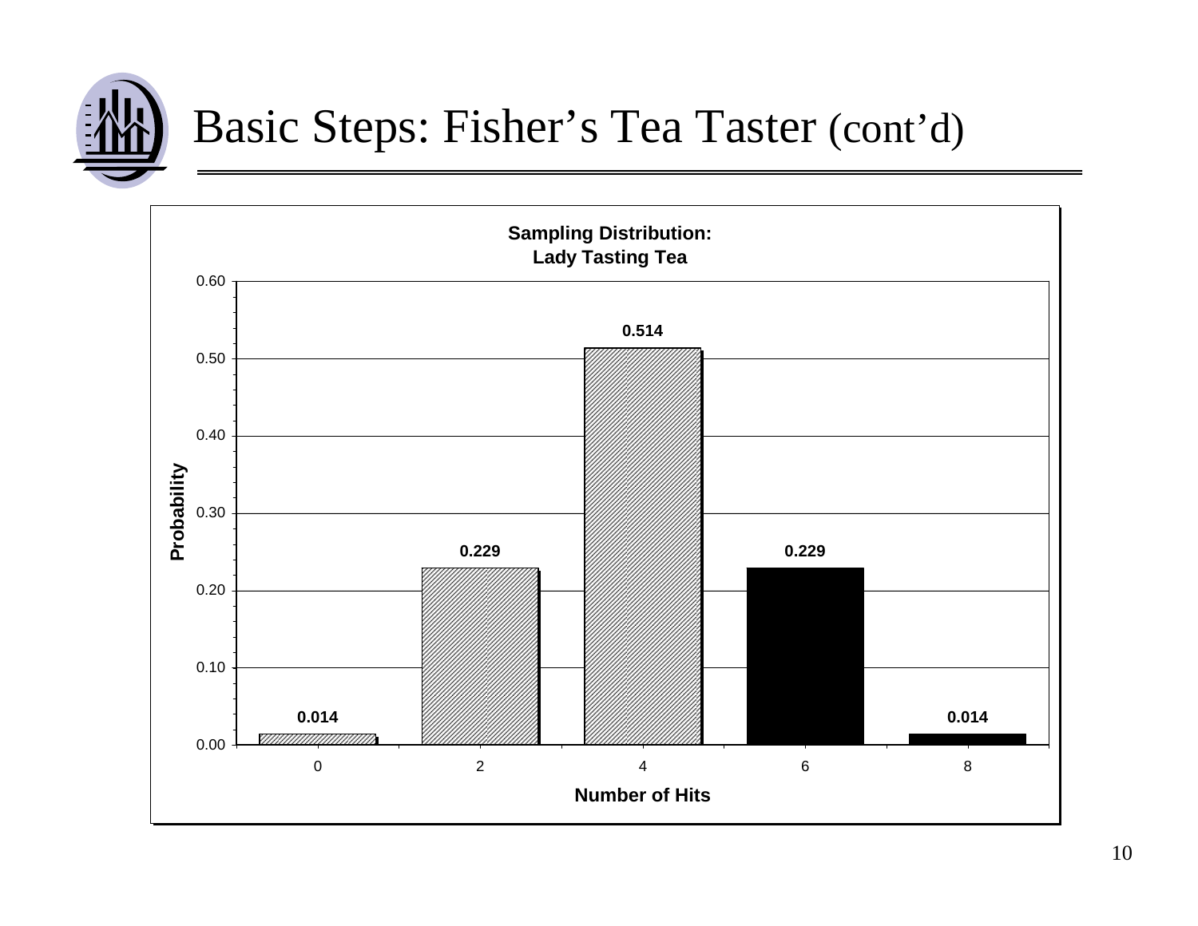# Basic Steps: Fisher's Tea Taster (cont'd)

Sampling Distribution:
Lady Tasting Tea

Probability

0.60
0.50
0.40
0.30
0.20
0.10
0.00

0.014
0.229
0.514
0.229
0.014

0
2
4
6
8

Number of Hits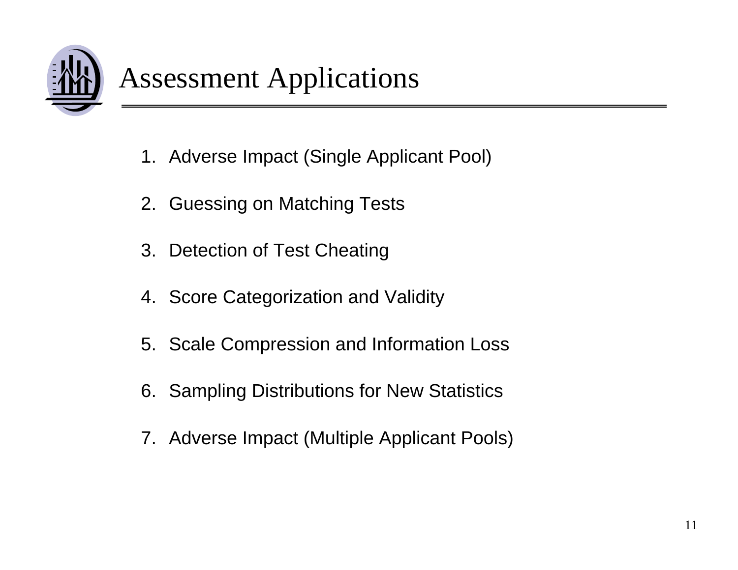# Assessment Applications

1. Adverse Impact (Single Applicant Pool)
2. Guessing on Matching Tests
3. Detection of Test Cheating
4. Score Categorization and Validity
5. Scale Compression and Information Loss
6. Sampling Distributions for New Statistics
7. Adverse Impact (Multiple Applicant Pools)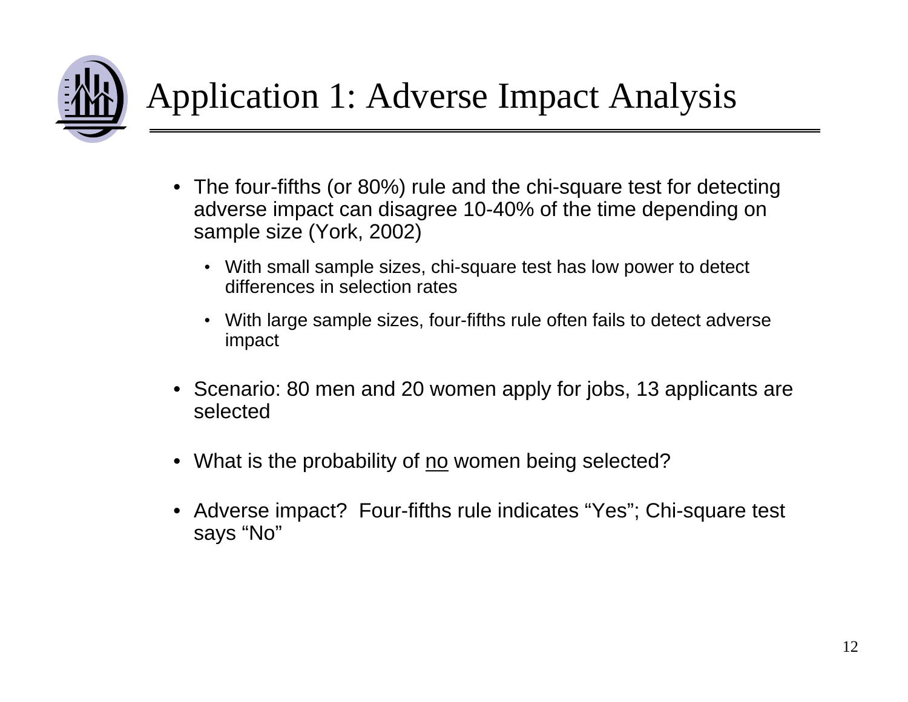# Application 1: Adverse Impact Analysis

- The four-fifths (or 80%) rule and the chi-square test for detecting adverse impact can disagree 10-40% of the time depending on sample size (York, 2002)
  - With small sample sizes, chi-square test has low power to detect differences in selection rates
  - With large sample sizes, four-fifths rule often fails to detect adverse impact
- Scenario: 80 men and 20 women apply for jobs, 13 applicants are selected
- What is the probability of <u>no</u> women being selected?
- Adverse impact? Four-fifths rule indicates “Yes”; Chi-square test says “No”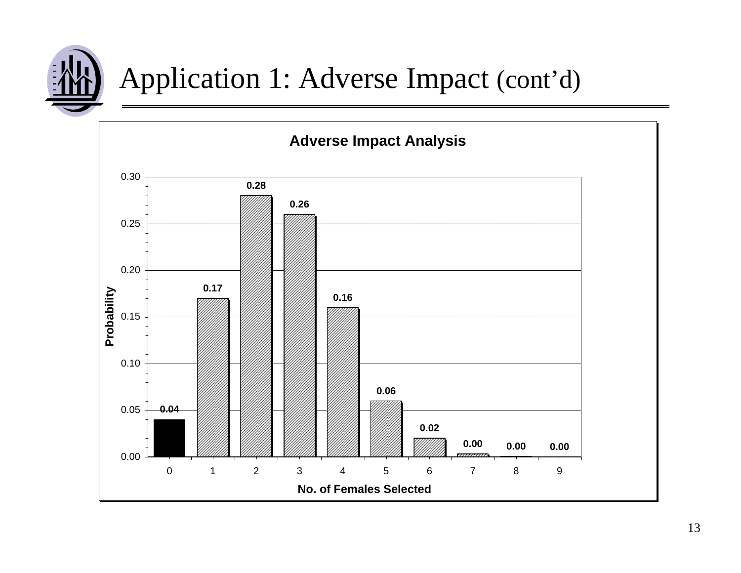# Application 1: Adverse Impact (cont'd)

Adverse Impact Analysis

0.30
0.25
0.20
0.15
0.10
0.05
0.00

Probability

0.28
0.26
0.17
0.16
0.06
0.04
0.02
0.00
0.00
0.00

0 1 2 3 4 5 6 7 8 9

No. of Females Selected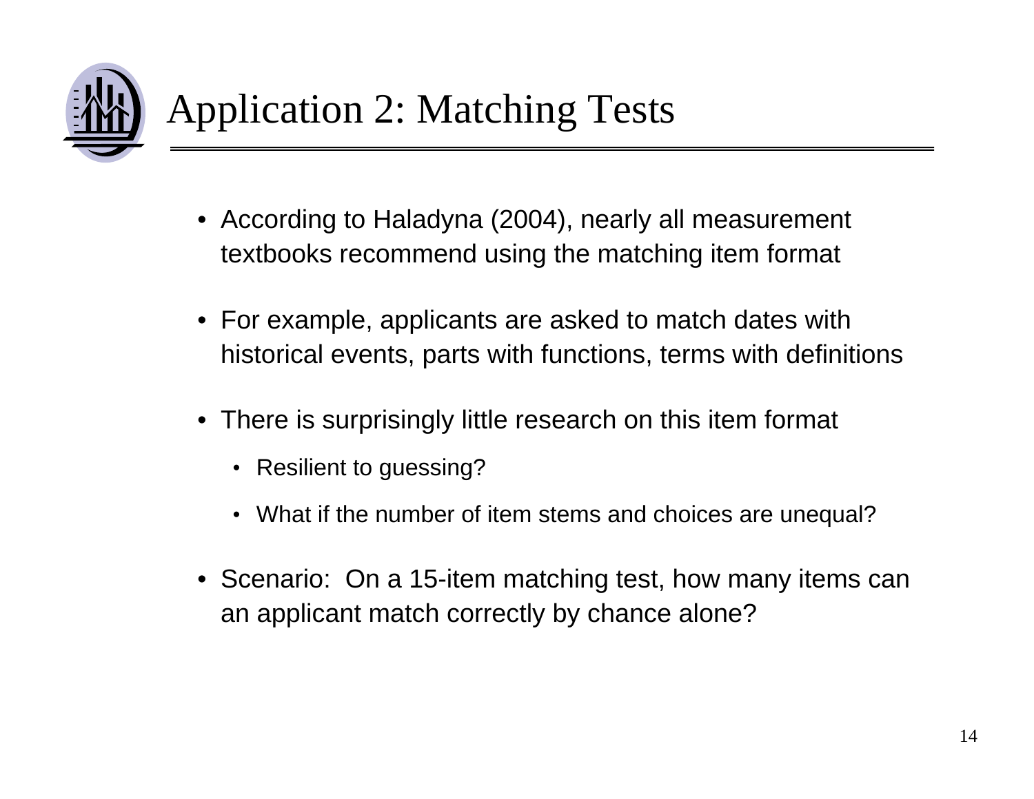# Application 2: Matching Tests

- According to Haladyna (2004), nearly all measurement textbooks recommend using the matching item format
- For example, applicants are asked to match dates with historical events, parts with functions, terms with definitions
- There is surprisingly little research on this item format
  - Resilient to guessing?
  - What if the number of item stems and choices are unequal?
- Scenario: On a 15-item matching test, how many items can an applicant match correctly by chance alone?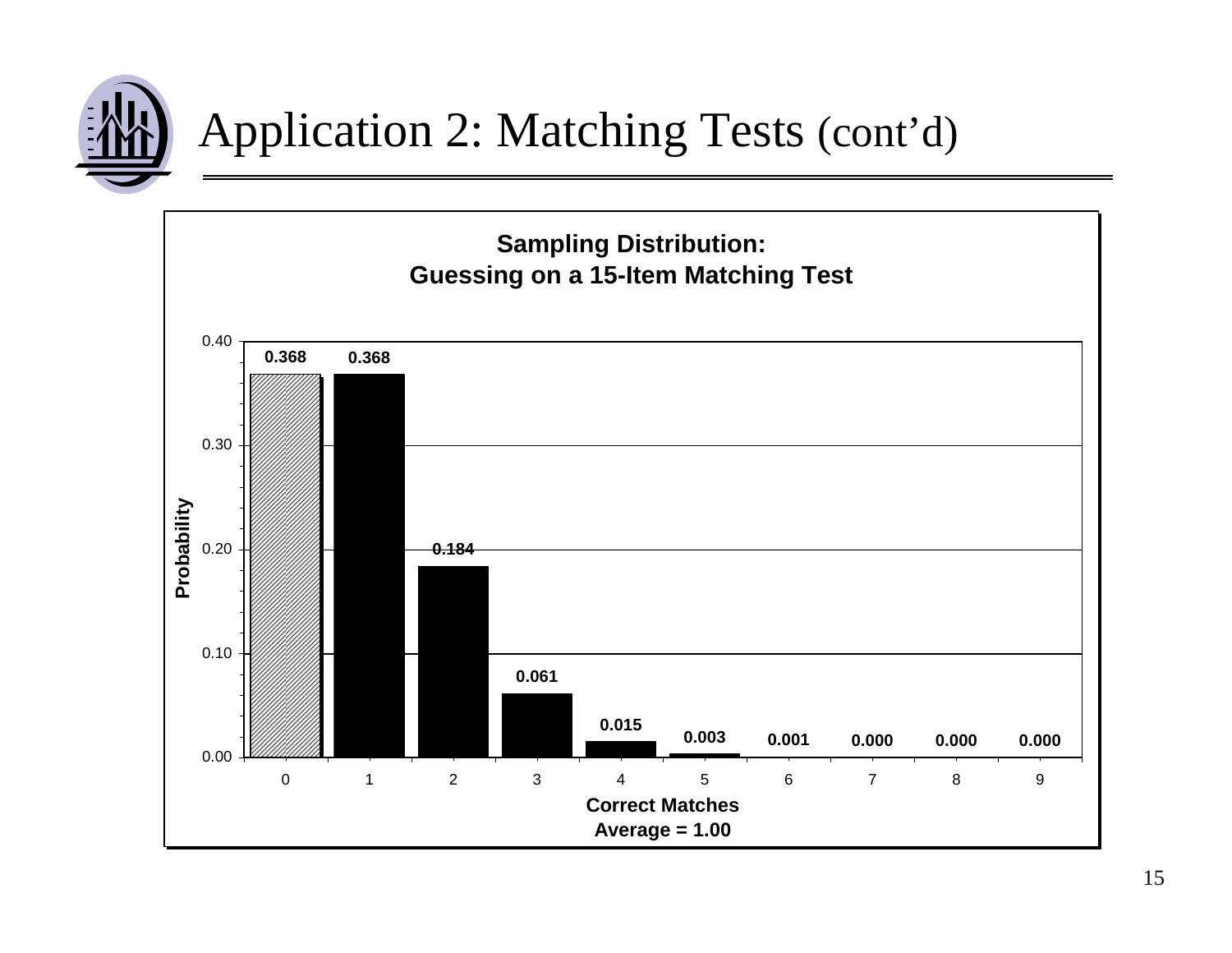# Application 2: Matching Tests (cont'd)

**Sampling Distribution:**
**Guessing on a 15-Item Matching Test**

Probability

0.40
0.30
0.20
0.10
0.00

0.368 0.368 0.184 0.061 0.015 0.003 0.001 0.000 0.000 0.000

0 1 2 3 4 5 6 7 8 9

**Correct Matches**
**Average = 1.00**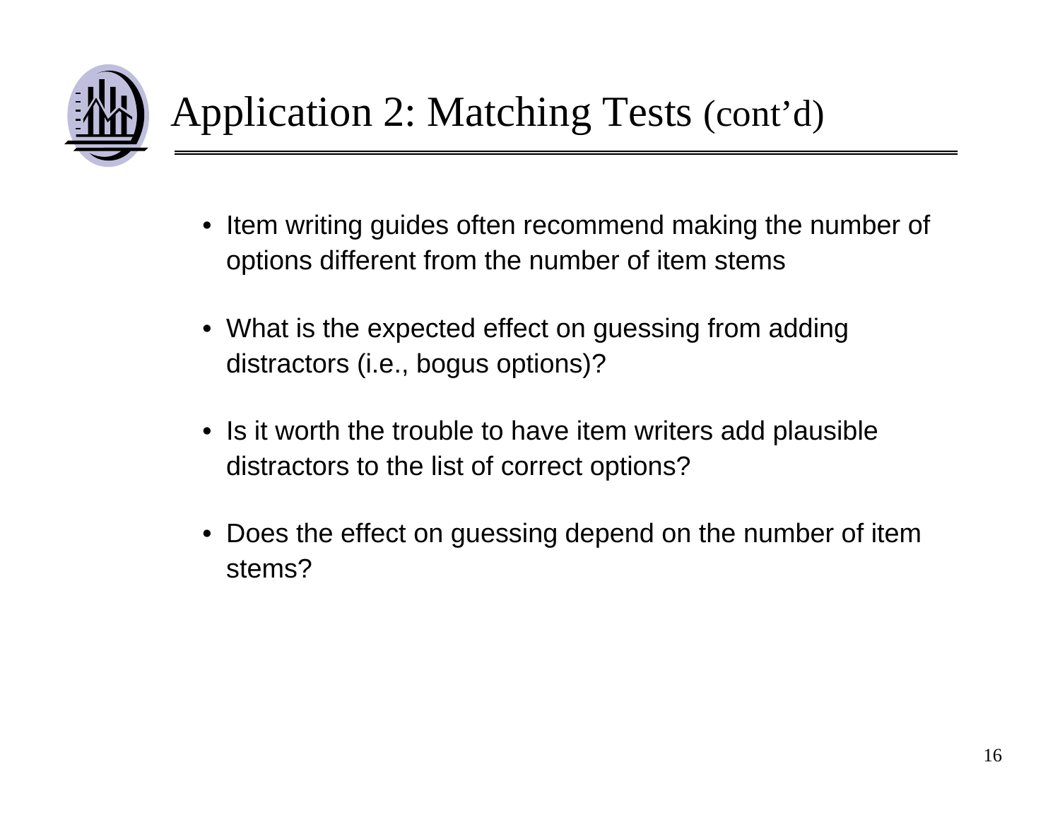# Application 2: Matching Tests (cont'd)

- Item writing guides often recommend making the number of options different from the number of item stems
- What is the expected effect on guessing from adding distractors (i.e., bogus options)?
- Is it worth the trouble to have item writers add plausible distractors to the list of correct options?
- Does the effect on guessing depend on the number of item stems?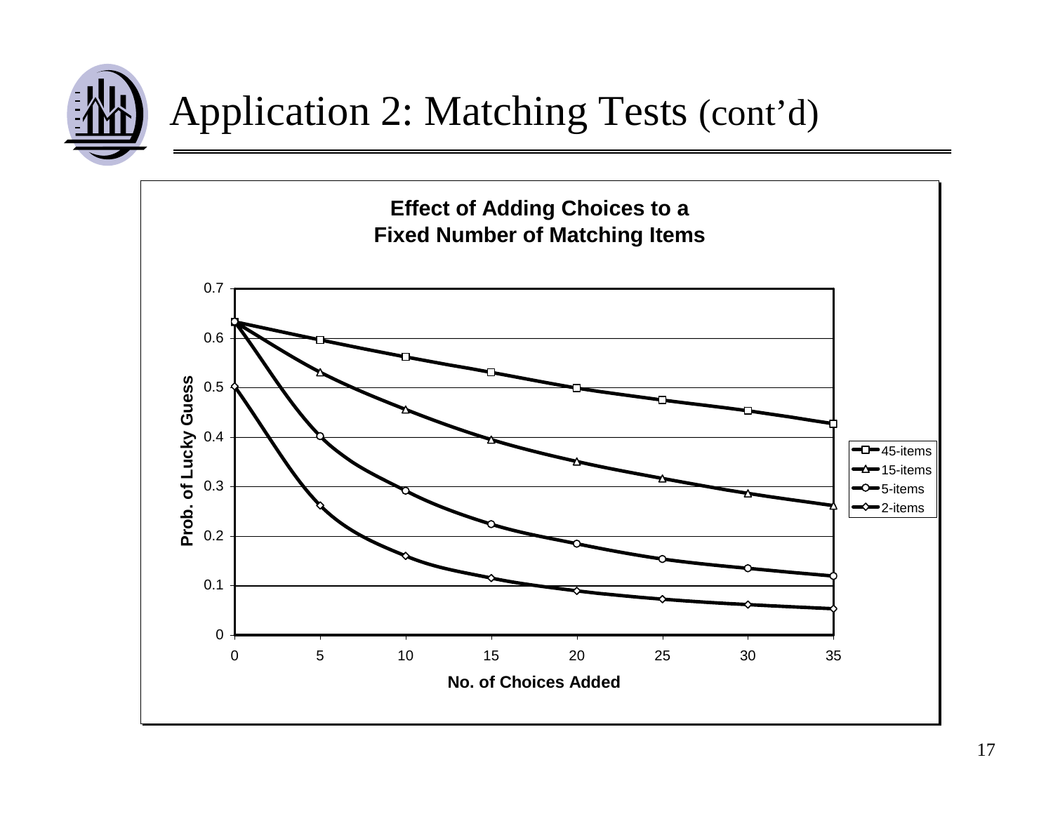# Application 2: Matching Tests (cont'd)

Effect of Adding Choices to a Fixed Number of Matching Items

0.7
0.6
0.5
0.4
0.3
0.2
0.1
0

Prob. of Lucky Guess

0 5 10 15 20 25 30 35

No. of Choices Added

45-items
15-items
5-items
2-items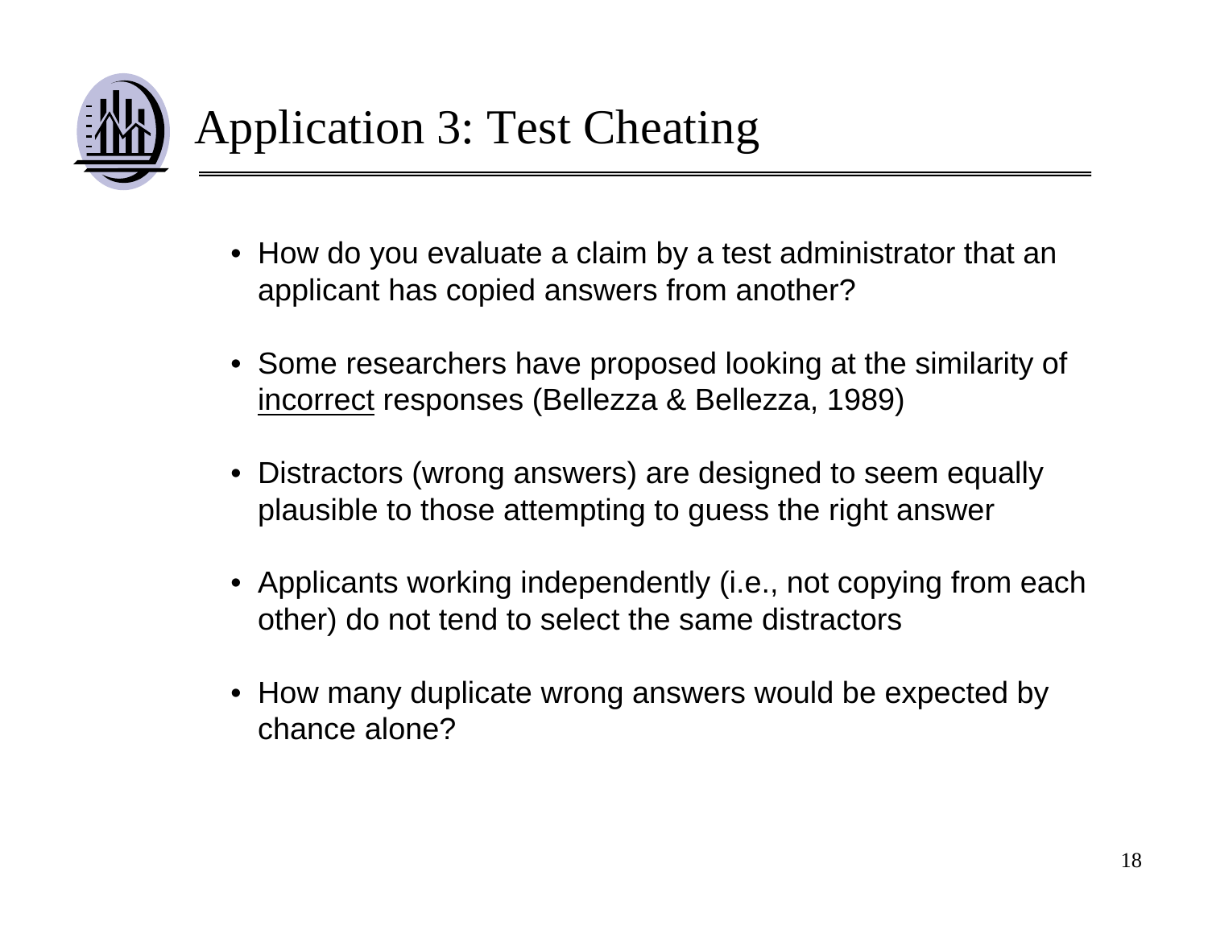# Application 3: Test Cheating

- How do you evaluate a claim by a test administrator that an applicant has copied answers from another?
- Some researchers have proposed looking at the similarity of <u>incorrect</u> responses (Bellezza & Bellezza, 1989)
- Distractors (wrong answers) are designed to seem equally plausible to those attempting to guess the right answer
- Applicants working independently (i.e., not copying from each other) do not tend to select the same distractors
- How many duplicate wrong answers would be expected by chance alone?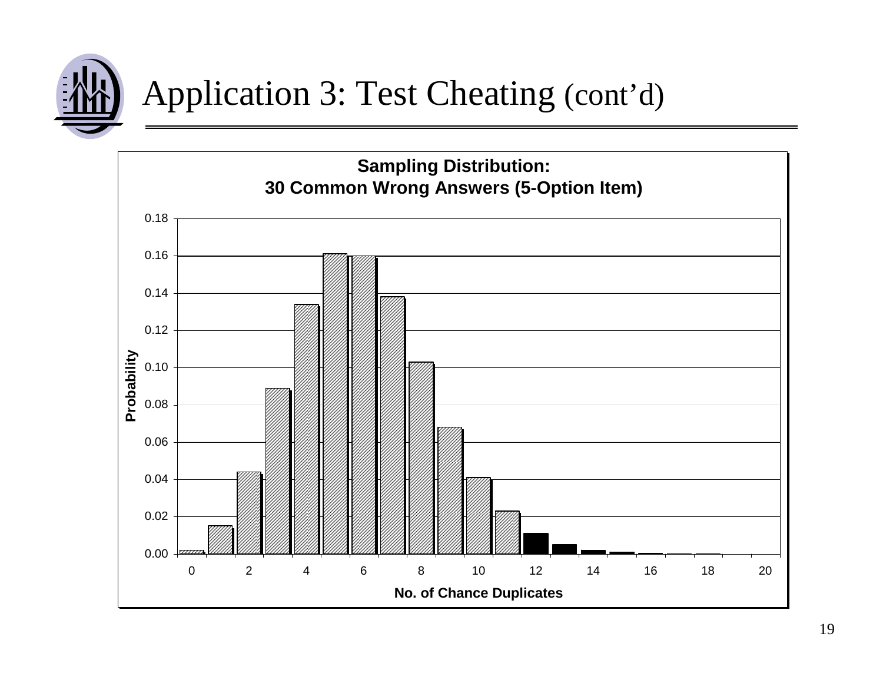# Application 3: Test Cheating (cont'd)

**Sampling Distribution:**
**30 Common Wrong Answers (5-Option Item)**

Probability

0.00
0.02
0.04
0.06
0.08
0.10
0.12
0.14
0.16
0.18

0 2 4 6 8 10 12 14 16 18 20

No. of Chance Duplicates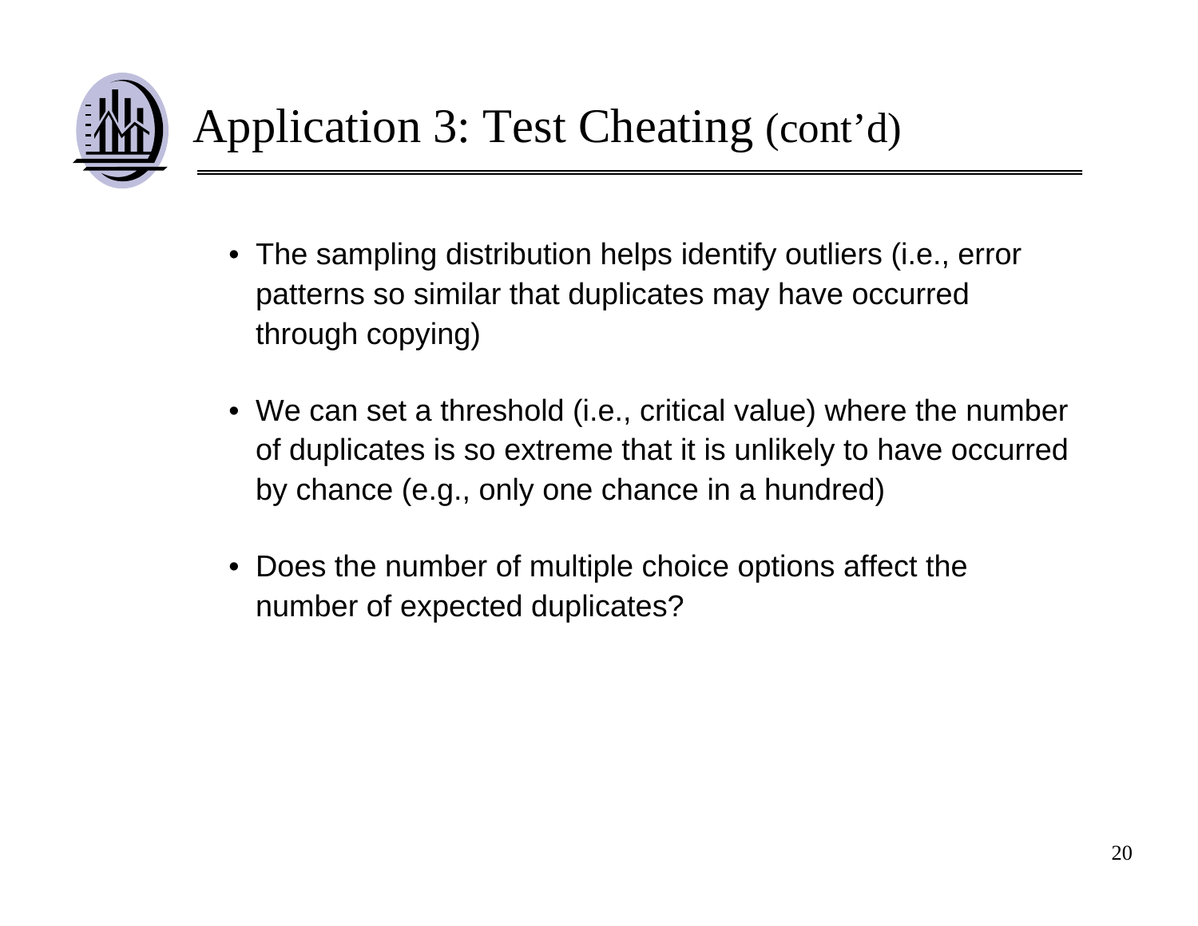# Application 3: Test Cheating (cont'd)

- The sampling distribution helps identify outliers (i.e., error patterns so similar that duplicates may have occurred through copying)
- We can set a threshold (i.e., critical value) where the number of duplicates is so extreme that it is unlikely to have occurred by chance (e.g., only one chance in a hundred)
- Does the number of multiple choice options affect the number of expected duplicates?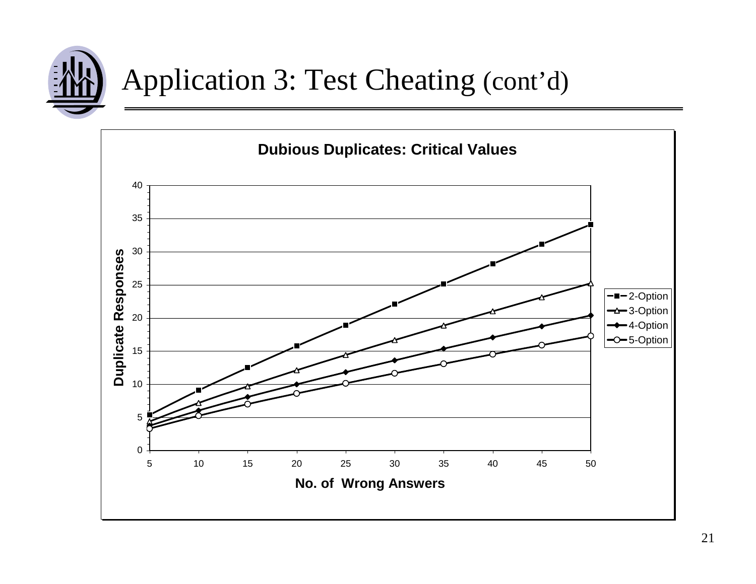# Application 3: Test Cheating (cont'd)

Dubious Duplicates: Critical Values

Duplicate Responses

40
35
30
25
20
15
10
5
0

5 10 15 20 25 30 35 40 45 50

No. of Wrong Answers

2-Option
3-Option
4-Option
5-Option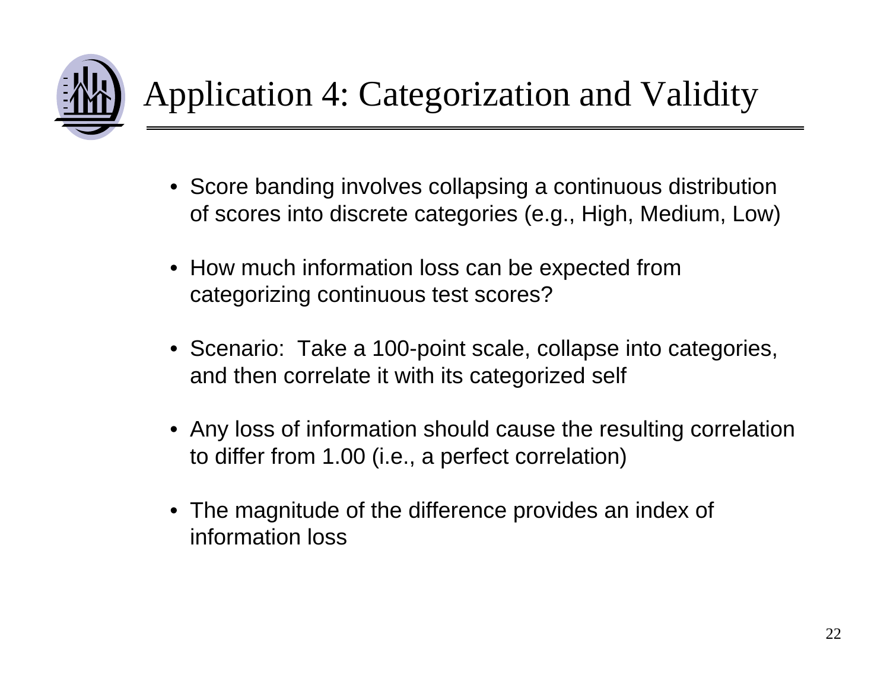# Application 4: Categorization and Validity

- Score banding involves collapsing a continuous distribution of scores into discrete categories (e.g., High, Medium, Low)
- How much information loss can be expected from categorizing continuous test scores?
- Scenario: Take a 100-point scale, collapse into categories, and then correlate it with its categorized self
- Any loss of information should cause the resulting correlation to differ from 1.00 (i.e., a perfect correlation)
- The magnitude of the difference provides an index of information loss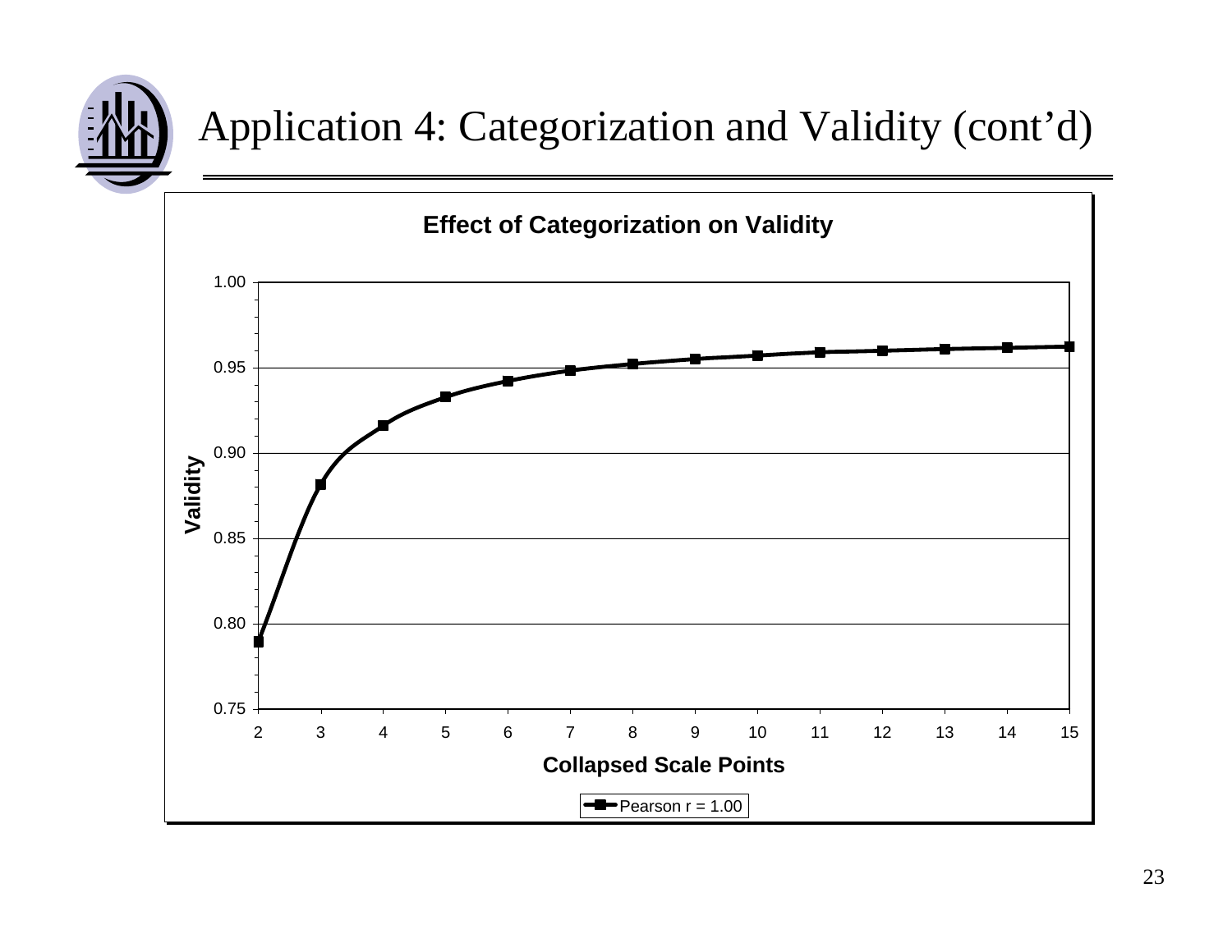# Application 4: Categorization and Validity (cont'd)

**Effect of Categorization on Validity**

Validity (y-axis, 0.75–1.00) vs. Collapsed Scale Points (x-axis, 2–15)

Legend: Pearson r = 1.00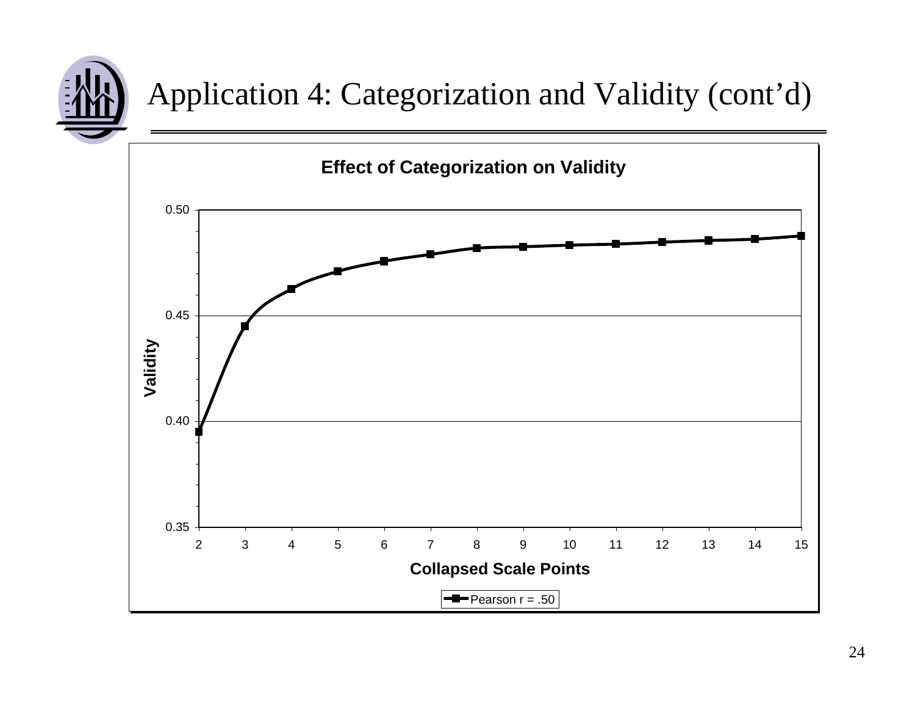# Application 4: Categorization and Validity (cont'd)

**Effect of Categorization on Validity**

Validity

0.50
0.45
0.40
0.35

2 3 4 5 6 7 8 9 10 11 12 13 14 15

**Collapsed Scale Points**

Pearson r = .50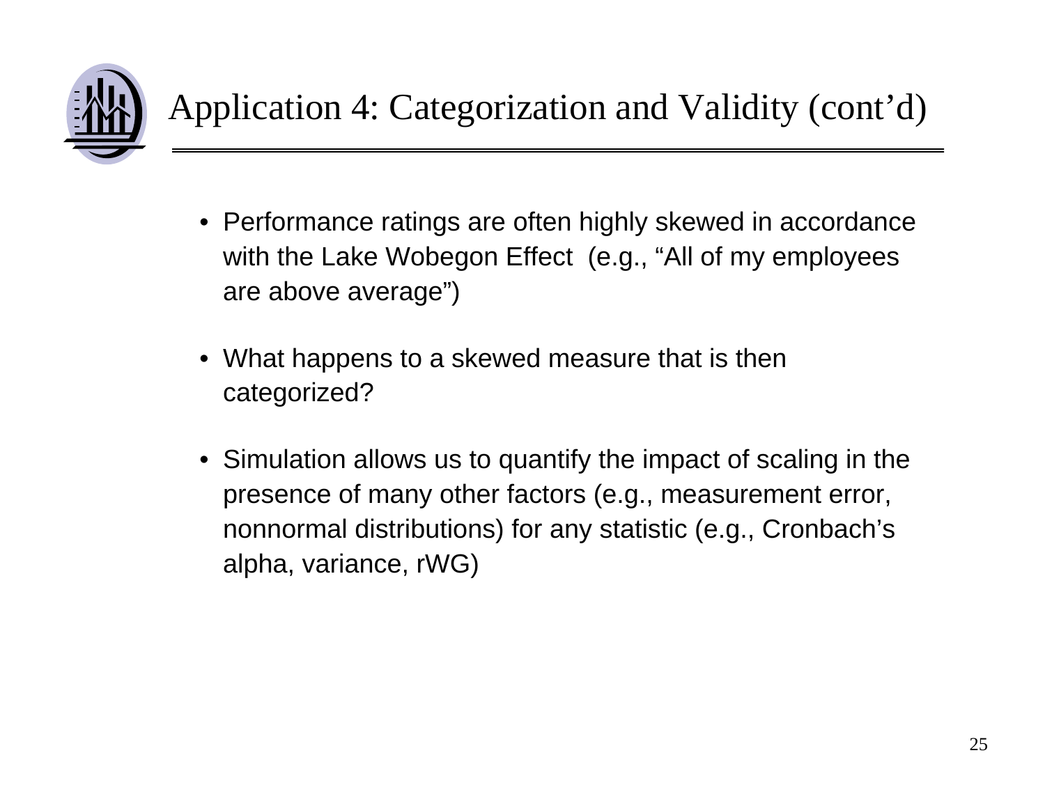# Application 4: Categorization and Validity (cont'd)

- Performance ratings are often highly skewed in accordance with the Lake Wobegon Effect (e.g., "All of my employees are above average")
- What happens to a skewed measure that is then categorized?
- Simulation allows us to quantify the impact of scaling in the presence of many other factors (e.g., measurement error, nonnormal distributions) for any statistic (e.g., Cronbach's alpha, variance, rWG)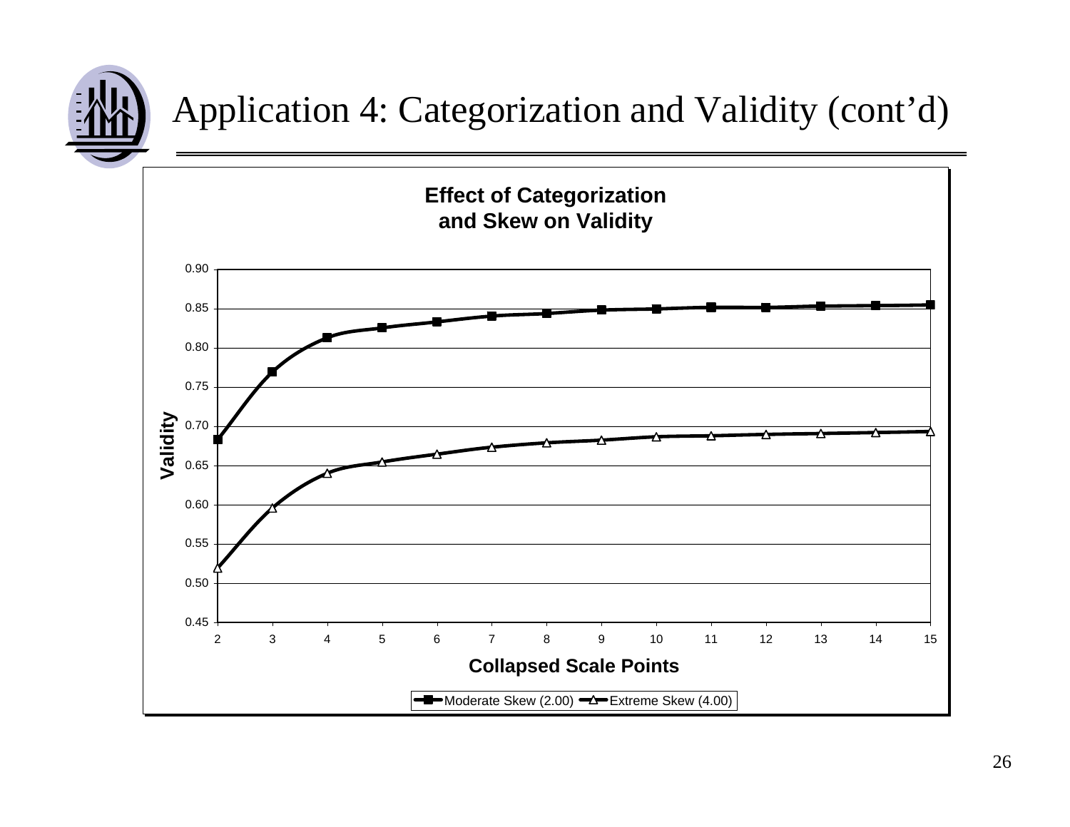# Application 4: Categorization and Validity (cont'd)

**Effect of Categorization and Skew on Validity**

Validity

0.90
0.85
0.80
0.75
0.70
0.65
0.60
0.55
0.50
0.45

2 3 4 5 6 7 8 9 10 11 12 13 14 15

**Collapsed Scale Points**

Moderate Skew (2.00) Extreme Skew (4.00)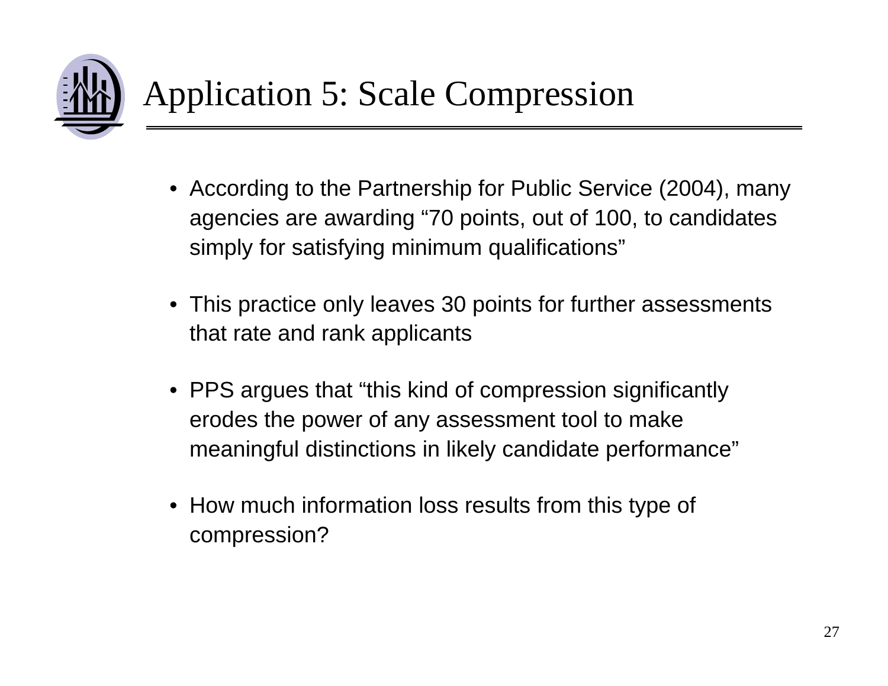# Application 5: Scale Compression

- According to the Partnership for Public Service (2004), many agencies are awarding “70 points, out of 100, to candidates simply for satisfying minimum qualifications”
- This practice only leaves 30 points for further assessments that rate and rank applicants
- PPS argues that “this kind of compression significantly erodes the power of any assessment tool to make meaningful distinctions in likely candidate performance”
- How much information loss results from this type of compression?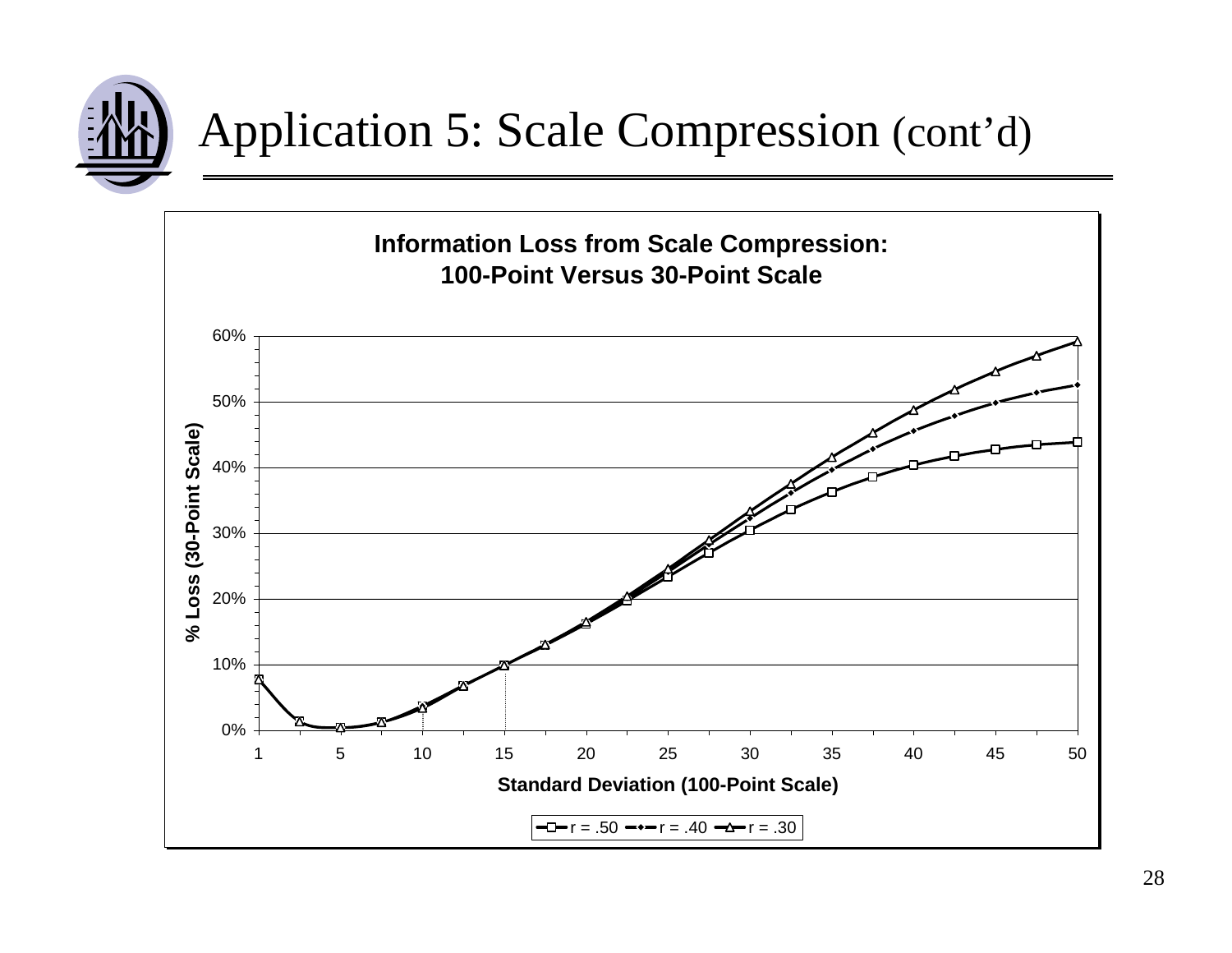# Application 5: Scale Compression (cont'd)

**Information Loss from Scale Compression:**
**100-Point Versus 30-Point Scale**

60%
50%
40%
30%
20%
10%
0%

% Loss (30-Point Scale)

1
5
10
15
20
25
30
35
40
45
50

Standard Deviation (100-Point Scale)

r = .50 r = .40 r = .30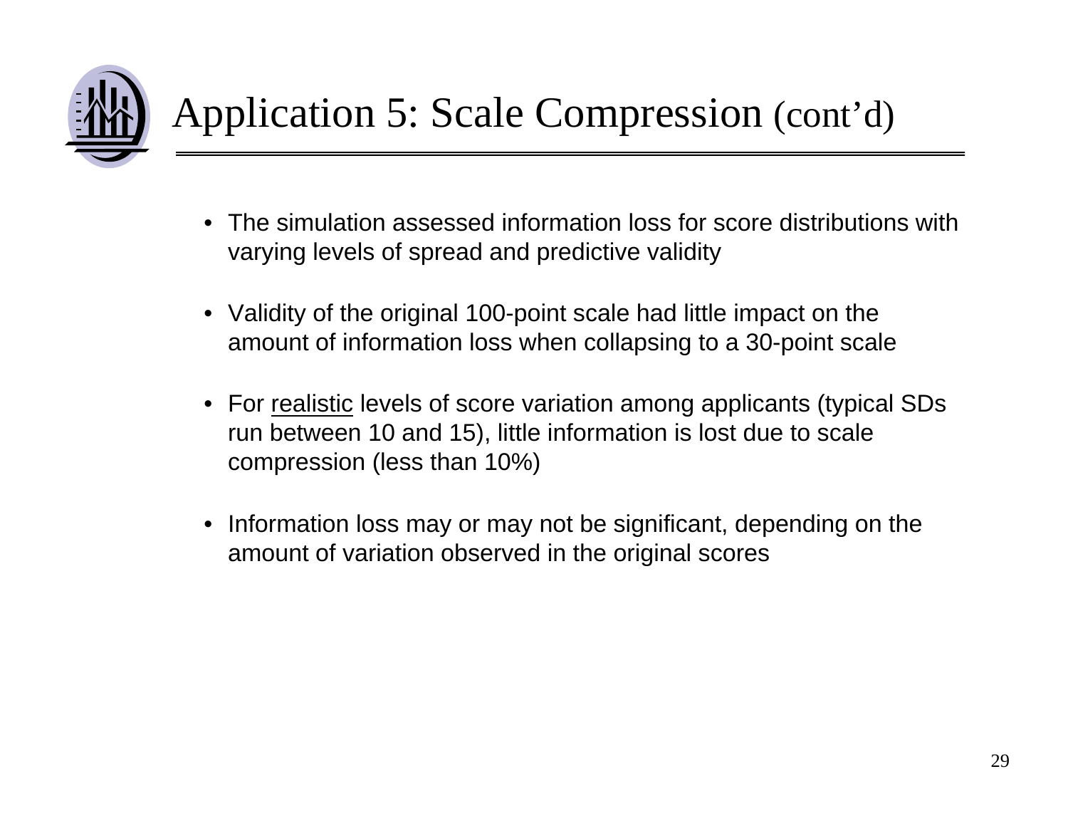# Application 5: Scale Compression (cont'd)

- The simulation assessed information loss for score distributions with varying levels of spread and predictive validity
- Validity of the original 100-point scale had little impact on the amount of information loss when collapsing to a 30-point scale
- For <u>realistic</u> levels of score variation among applicants (typical SDs run between 10 and 15), little information is lost due to scale compression (less than 10%)
- Information loss may or may not be significant, depending on the amount of variation observed in the original scores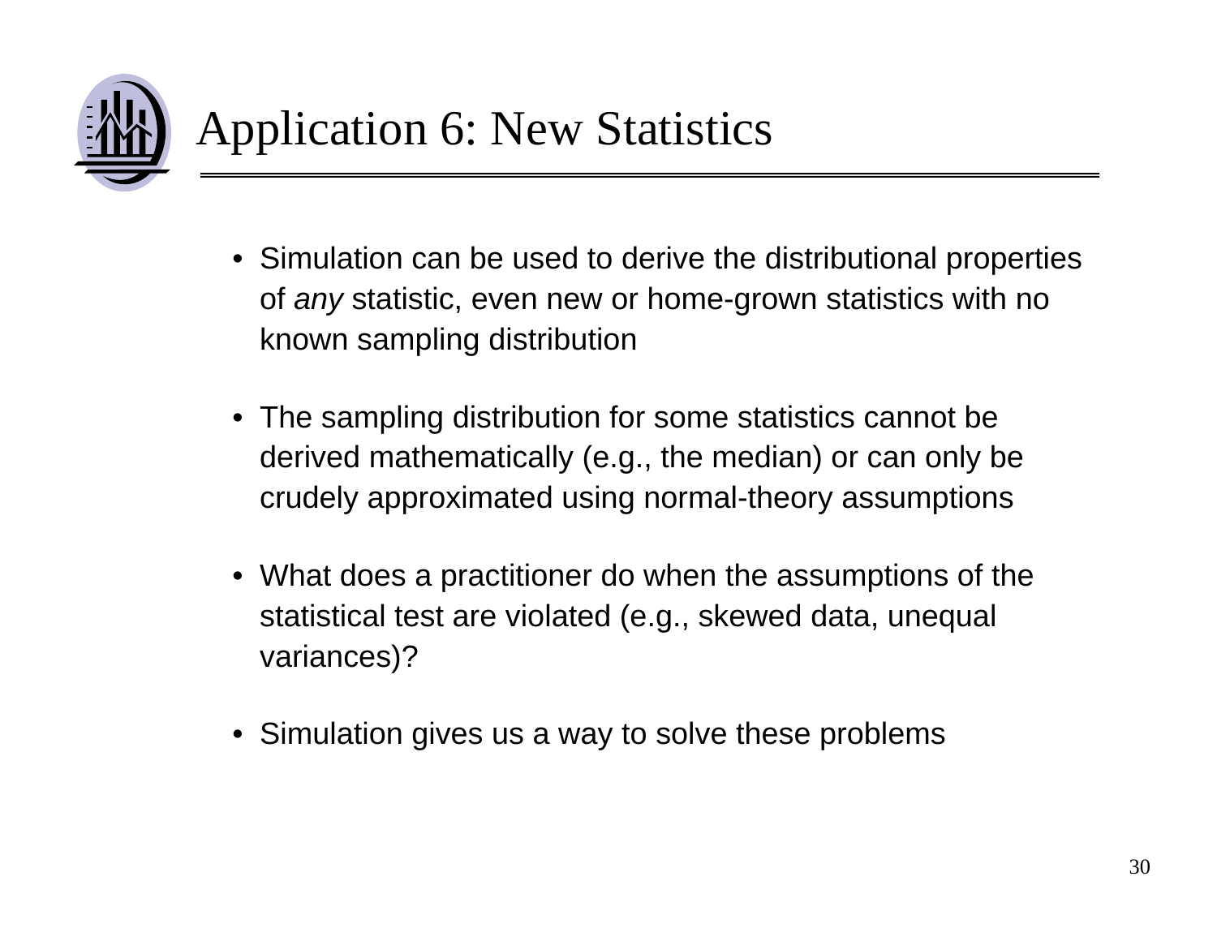# Application 6: New Statistics

- Simulation can be used to derive the distributional properties of *any* statistic, even new or home-grown statistics with no known sampling distribution

- The sampling distribution for some statistics cannot be derived mathematically (e.g., the median) or can only be crudely approximated using normal-theory assumptions

- What does a practitioner do when the assumptions of the statistical test are violated (e.g., skewed data, unequal variances)?

- Simulation gives us a way to solve these problems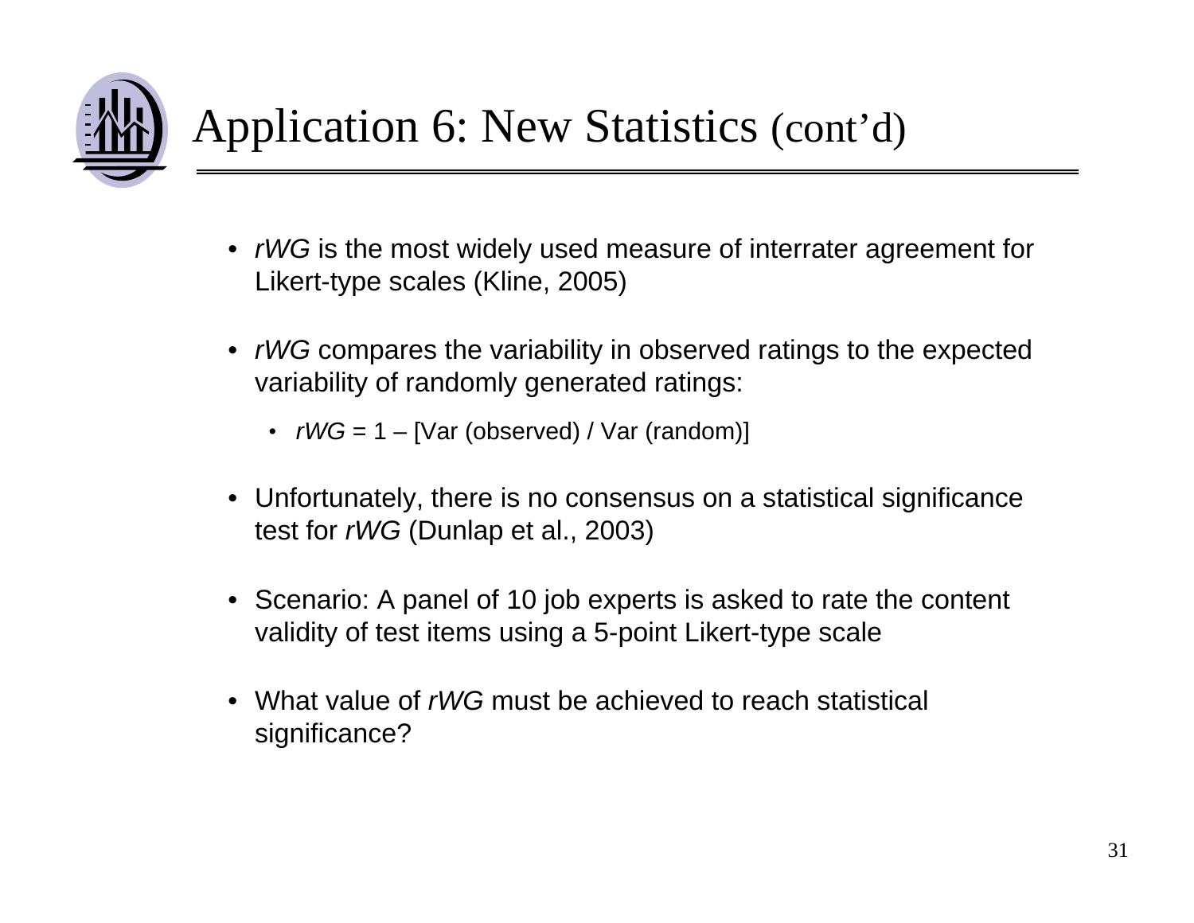# Application 6: New Statistics (cont'd)

- *rWG* is the most widely used measure of interrater agreement for Likert-type scales (Kline, 2005)

- *rWG* compares the variability in observed ratings to the expected variability of randomly generated ratings:
  - *rWG* = 1 – [Var (observed) / Var (random)]

- Unfortunately, there is no consensus on a statistical significance test for *rWG* (Dunlap et al., 2003)

- Scenario: A panel of 10 job experts is asked to rate the content validity of test items using a 5-point Likert-type scale

- What value of *rWG* must be achieved to reach statistical significance?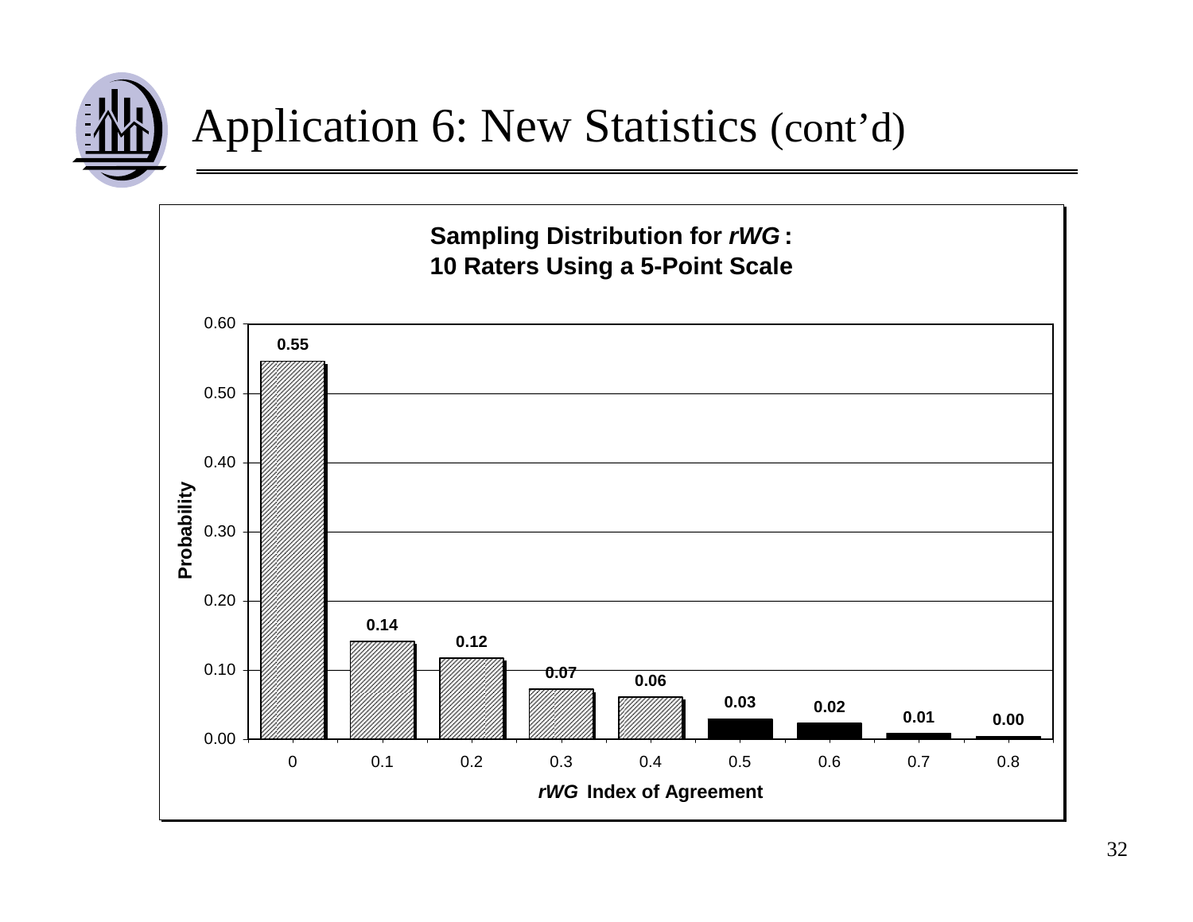# Application 6: New Statistics (cont'd)

**Sampling Distribution for *rWG* :**
**10 Raters Using a 5-Point Scale**

Probability

0.60
0.50
0.40
0.30
0.20
0.10
0.00

0.55
0.14
0.12
0.07
0.06
0.03
0.02
0.01
0.00

0
0.1
0.2
0.3
0.4
0.5
0.6
0.7
0.8

***rWG* Index of Agreement**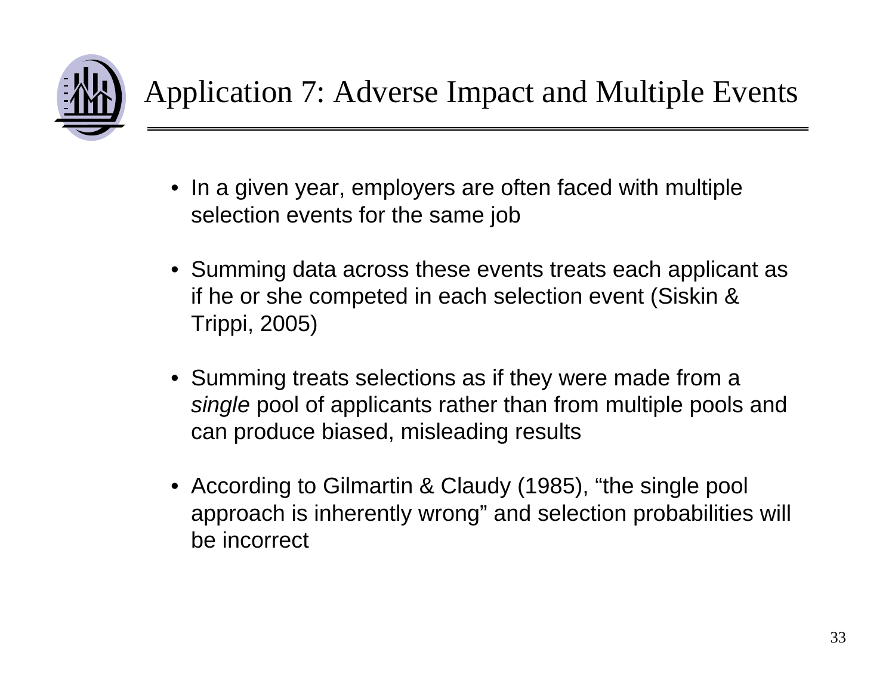# Application 7: Adverse Impact and Multiple Events

- In a given year, employers are often faced with multiple selection events for the same job
- Summing data across these events treats each applicant as if he or she competed in each selection event (Siskin & Trippi, 2005)
- Summing treats selections as if they were made from a *single* pool of applicants rather than from multiple pools and can produce biased, misleading results
- According to Gilmartin & Claudy (1985), "the single pool approach is inherently wrong" and selection probabilities will be incorrect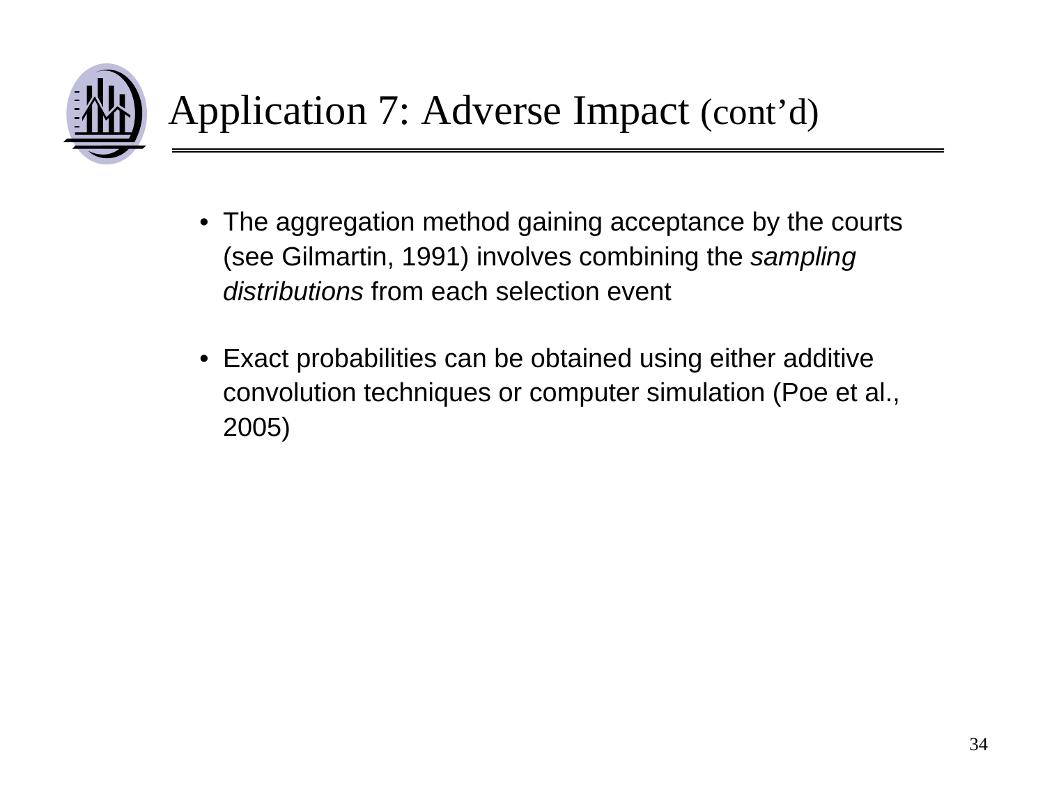# Application 7: Adverse Impact (cont'd)

- The aggregation method gaining acceptance by the courts (see Gilmartin, 1991) involves combining the *sampling distributions* from each selection event

- Exact probabilities can be obtained using either additive convolution techniques or computer simulation (Poe et al., 2005)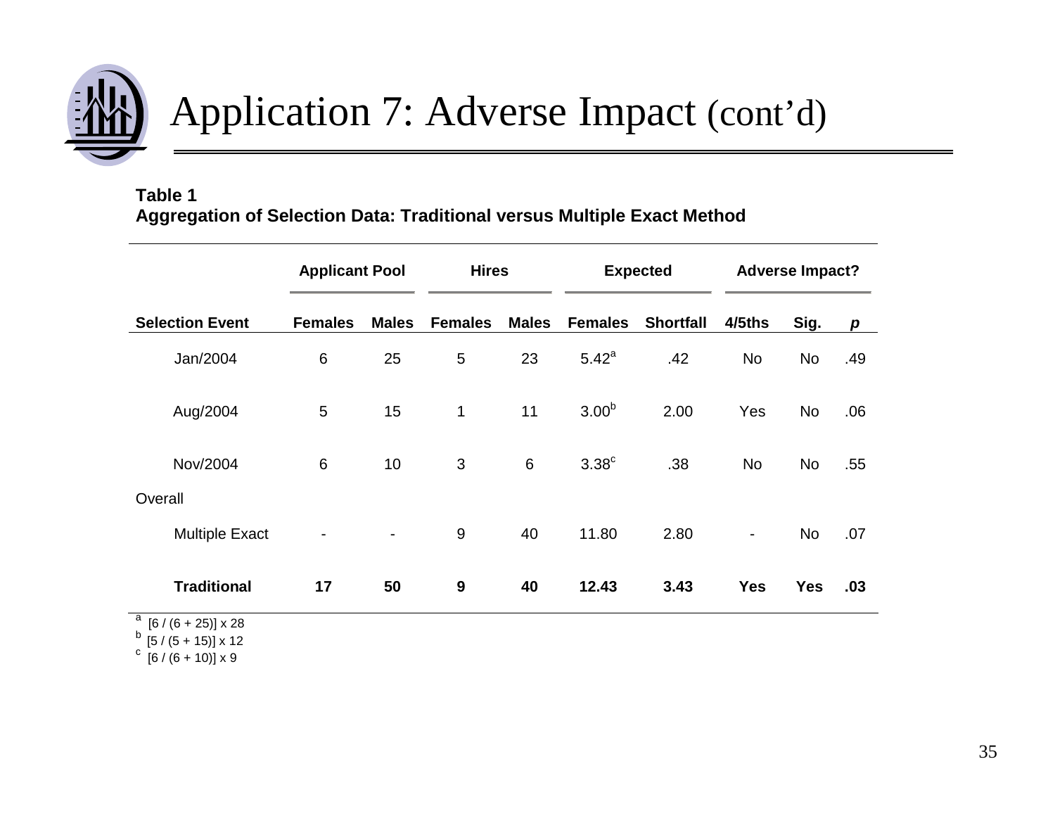# Application 7: Adverse Impact (cont'd)

**Table 1**
**Aggregation of Selection Data: Traditional versus Multiple Exact Method**

| | Applicant Pool | | Hires | | Expected | | Adverse Impact? | | |
|---|---|---|---|---|---|---|---|---|---|
| **Selection Event** | **Females** | **Males** | **Females** | **Males** | **Females** | **Shortfall** | **4/5ths** | **Sig.** | ***p*** |
| Jan/2004 | 6 | 25 | 5 | 23 | 5.42[a] | .42 | No | No | .49 |
| Aug/2004 | 5 | 15 | 1 | 11 | 3.00[b] | 2.00 | Yes | No | .06 |
| Nov/2004 | 6 | 10 | 3 | 6 | 3.38[c] | .38 | No | No | .55 |
| Overall | | | | | | | | | |
| Multiple Exact | - | - | 9 | 40 | 11.80 | 2.80 | - | No | .07 |
| **Traditional** | **17** | **50** | **9** | **40** | **12.43** | **3.43** | **Yes** | **Yes** | **.03** |

[a] [6 / (6 + 25)] x 28
[b] [5 / (5 + 15)] x 12
[c] [6 / (6 + 10)] x 9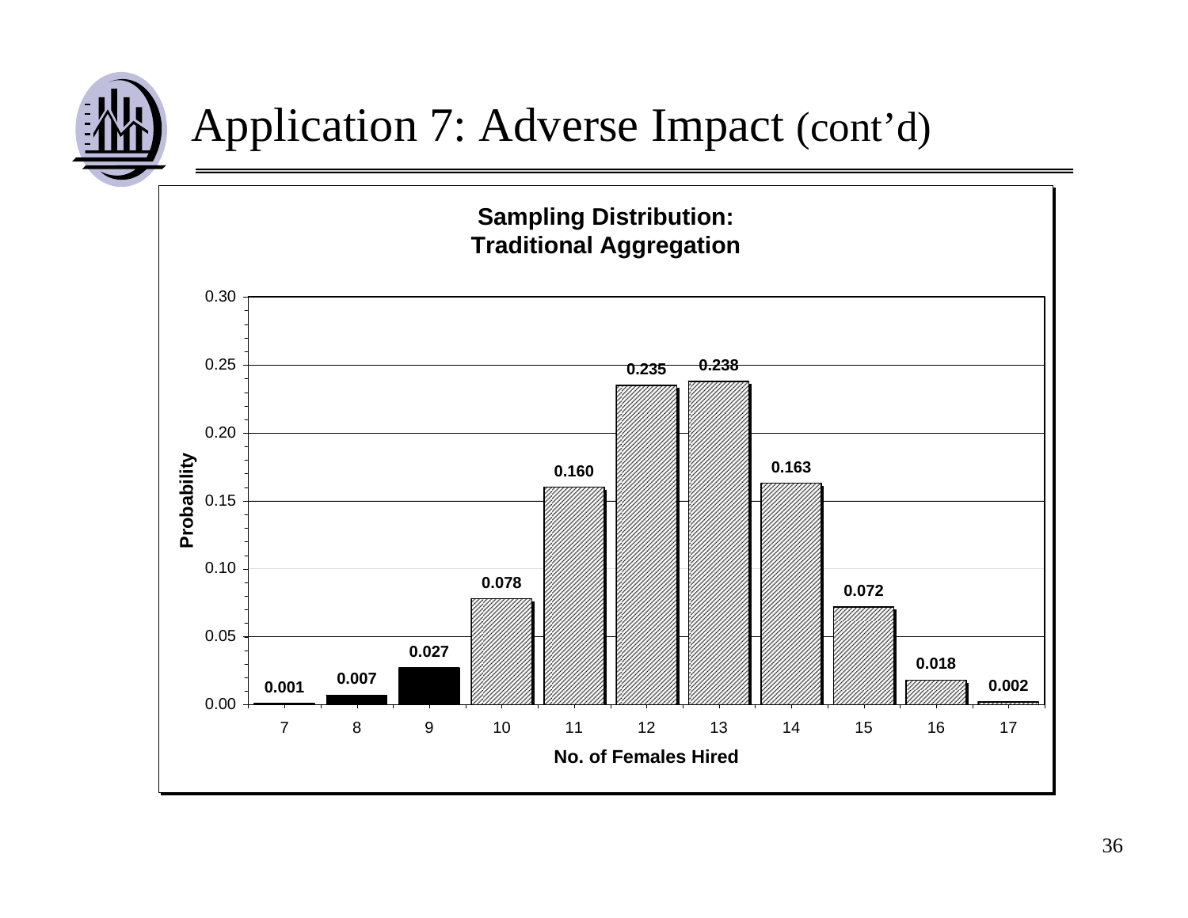# Application 7: Adverse Impact (cont'd)

Sampling Distribution:
Traditional Aggregation

Probability

0.30
0.25
0.20
0.15
0.10
0.05
0.00

0.001
0.007
0.027
0.078
0.160
0.235
0.238
0.163
0.072
0.018
0.002

7 8 9 10 11 12 13 14 15 16 17

No. of Females Hired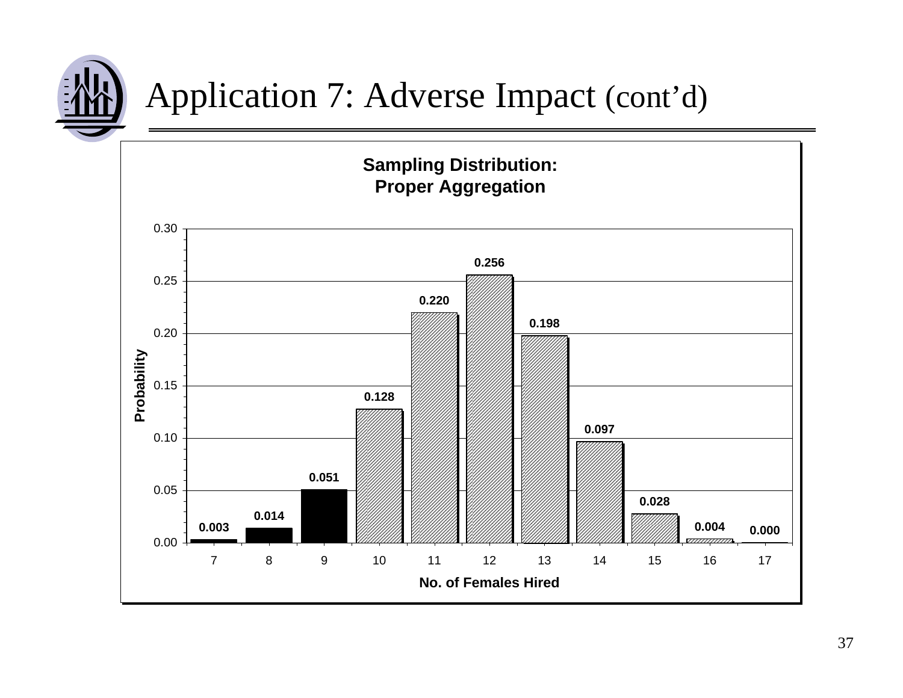# Application 7: Adverse Impact (cont'd)

Sampling Distribution:
Proper Aggregation

Probability

0.30
0.25
0.20
0.15
0.10
0.05
0.00

0.003
0.014
0.051
0.128
0.220
0.256
0.198
0.097
0.028
0.004
0.000

7 8 9 10 11 12 13 14 15 16 17

No. of Females Hired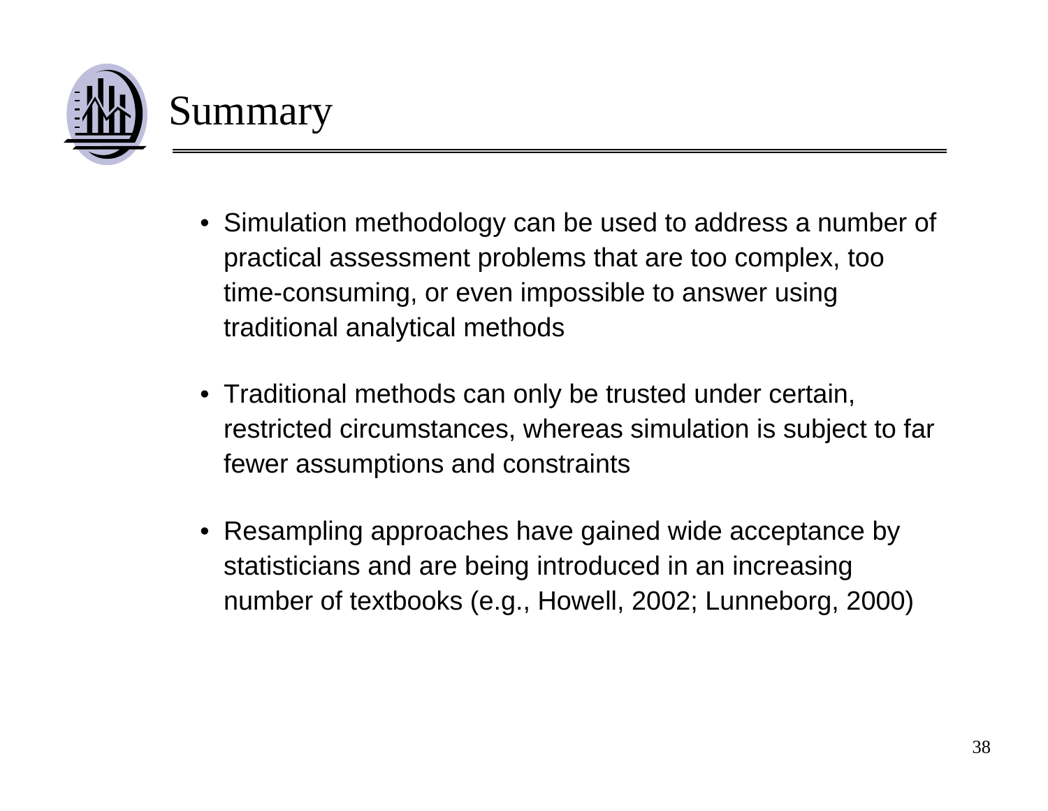# Summary

- Simulation methodology can be used to address a number of practical assessment problems that are too complex, too time-consuming, or even impossible to answer using traditional analytical methods

- Traditional methods can only be trusted under certain, restricted circumstances, whereas simulation is subject to far fewer assumptions and constraints

- Resampling approaches have gained wide acceptance by statisticians and are being introduced in an increasing number of textbooks (e.g., Howell, 2002; Lunneborg, 2000)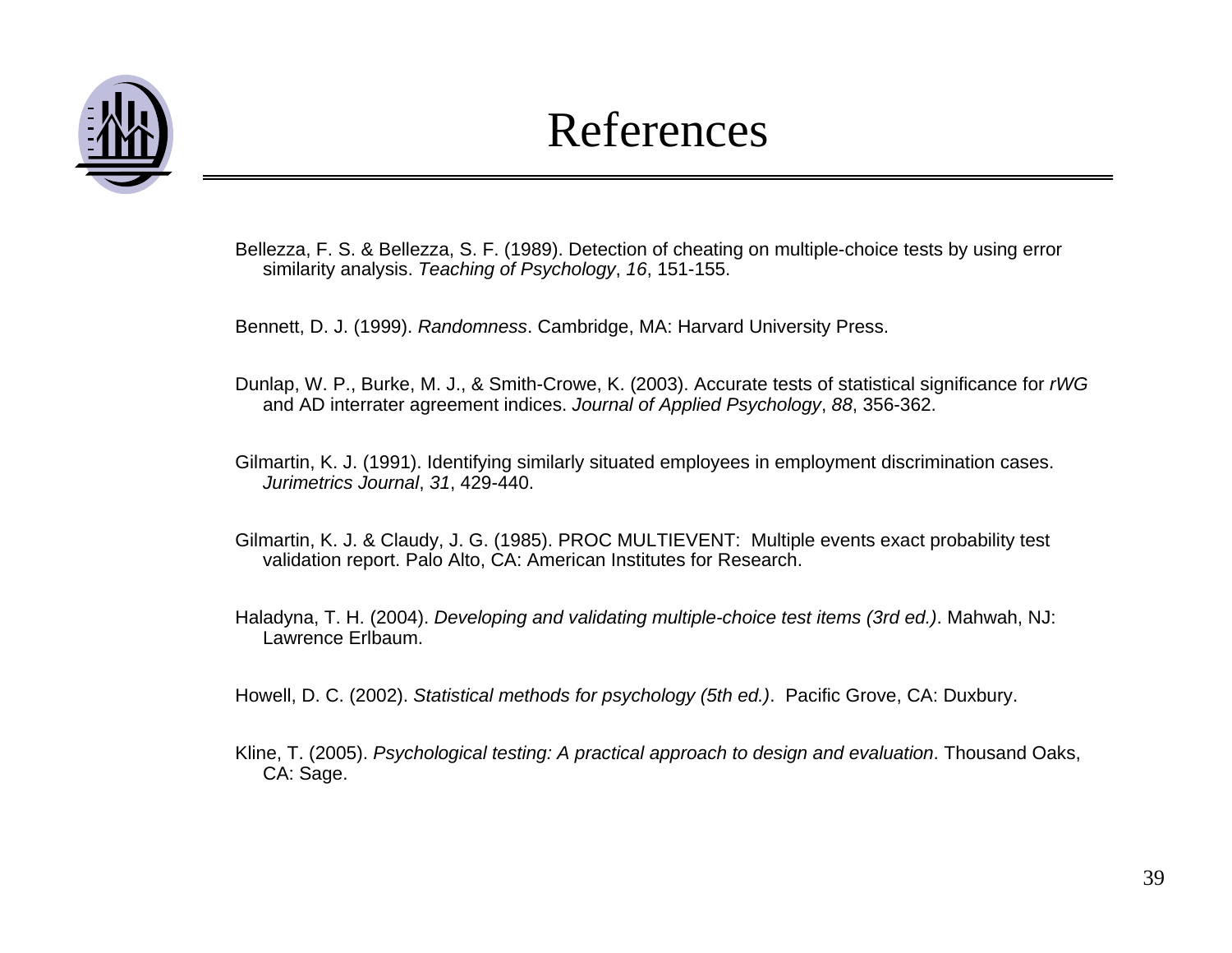# References

Bellezza, F. S. & Bellezza, S. F. (1989). Detection of cheating on multiple-choice tests by using error similarity analysis. *Teaching of Psychology*, *16*, 151-155.

Bennett, D. J. (1999). *Randomness*. Cambridge, MA: Harvard University Press.

Dunlap, W. P., Burke, M. J., & Smith-Crowe, K. (2003). Accurate tests of statistical significance for *rWG* and AD interrater agreement indices. *Journal of Applied Psychology*, *88*, 356-362.

Gilmartin, K. J. (1991). Identifying similarly situated employees in employment discrimination cases. *Jurimetrics Journal*, *31*, 429-440.

Gilmartin, K. J. & Claudy, J. G. (1985). PROC MULTIEVENT: Multiple events exact probability test validation report. Palo Alto, CA: American Institutes for Research.

Haladyna, T. H. (2004). *Developing and validating multiple-choice test items (3rd ed.)*. Mahwah, NJ: Lawrence Erlbaum.

Howell, D. C. (2002). *Statistical methods for psychology (5th ed.)*. Pacific Grove, CA: Duxbury.

Kline, T. (2005). *Psychological testing: A practical approach to design and evaluation*. Thousand Oaks, CA: Sage.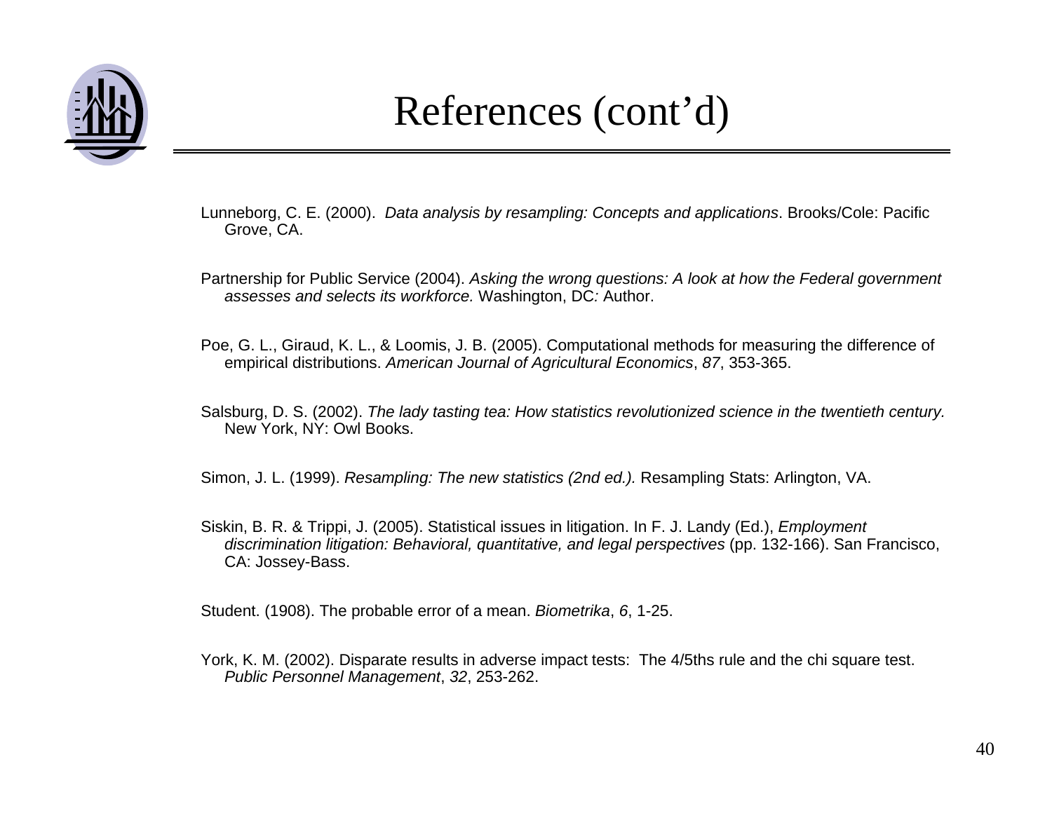# References (cont'd)

Lunneborg, C. E. (2000). *Data analysis by resampling: Concepts and applications*. Brooks/Cole: Pacific Grove, CA.

Partnership for Public Service (2004). *Asking the wrong questions: A look at how the Federal government assesses and selects its workforce.* Washington, DC*:* Author.

Poe, G. L., Giraud, K. L., & Loomis, J. B. (2005). Computational methods for measuring the difference of empirical distributions. *American Journal of Agricultural Economics*, *87*, 353-365.

Salsburg, D. S. (2002). *The lady tasting tea: How statistics revolutionized science in the twentieth century.* New York, NY: Owl Books.

Simon, J. L. (1999). *Resampling: The new statistics (2nd ed.).* Resampling Stats: Arlington, VA.

Siskin, B. R. & Trippi, J. (2005). Statistical issues in litigation. In F. J. Landy (Ed.), *Employment discrimination litigation: Behavioral, quantitative, and legal perspectives* (pp. 132-166). San Francisco, CA: Jossey-Bass.

Student. (1908). The probable error of a mean. *Biometrika*, *6*, 1-25.

York, K. M. (2002). Disparate results in adverse impact tests: The 4/5ths rule and the chi square test. *Public Personnel Management*, *32*, 253-262.